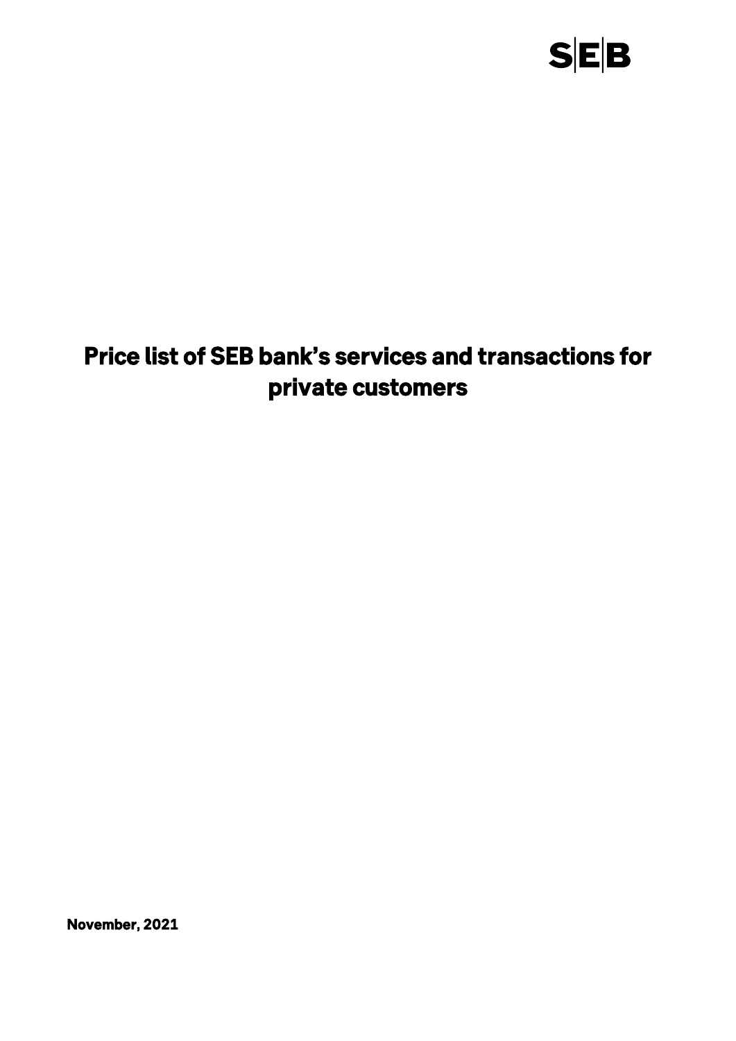SEB

# Price list of SEB bank's services and transactions for private customers

**November, 2021**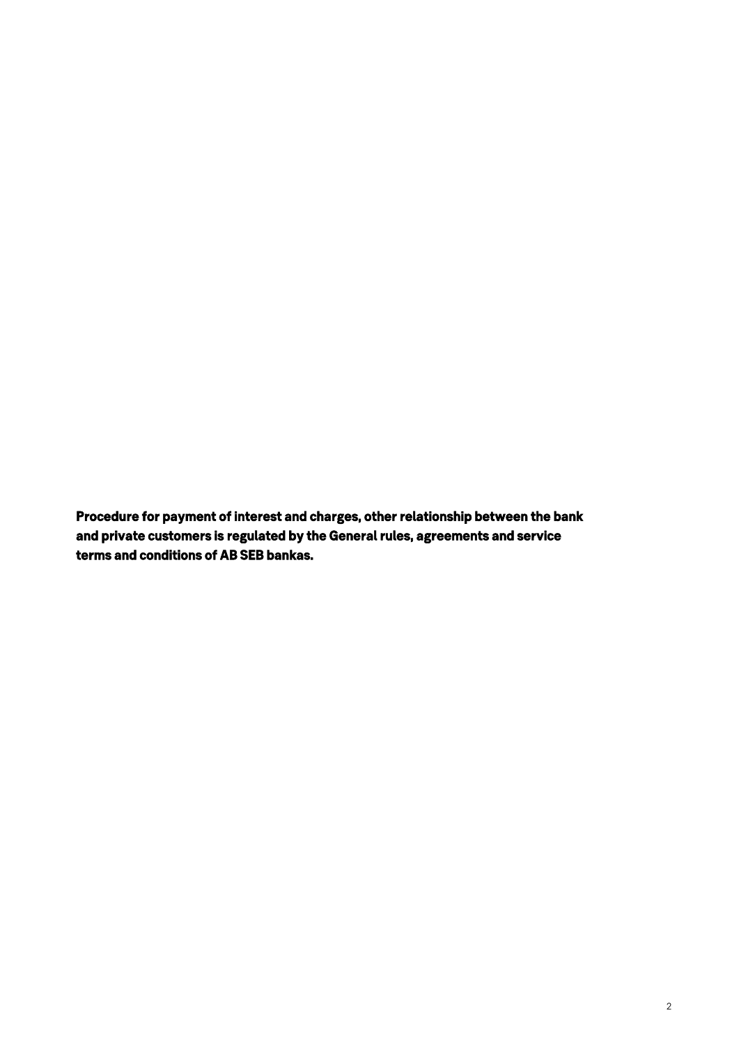**Procedure for payment of interest and charges, other relationship between the bank and private customers is regulated by the General rules, agreements and service terms and conditions of AB SEB bankas.**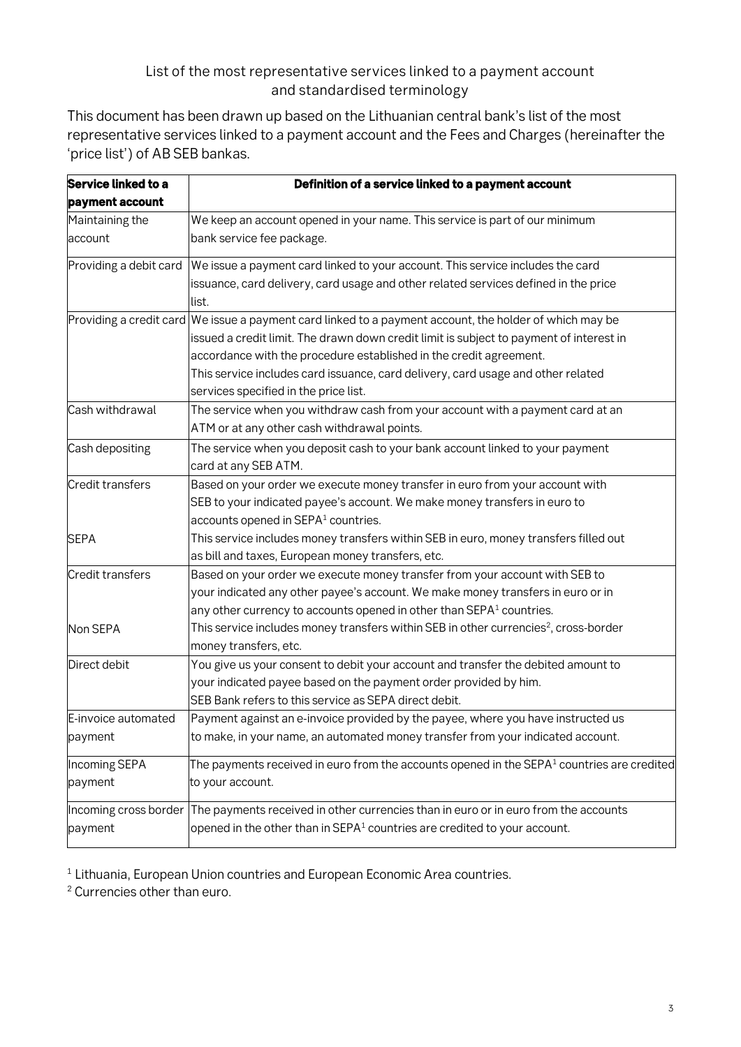## List of the most representative services linked to a payment account and standardised terminology

This document has been drawn up based on the Lithuanian central bank's list of the most representative services linked to a payment account and the Fees and Charges (hereinafter the 'price list') of AB SEB bankas.

| **Service linked to a payment account** | **Definition of a service linked to a payment account** |
|---|---|
| Maintaining the account | We keep an account opened in your name. This service is part of our minimum bank service fee package. |
| Providing a debit card | We issue a payment card linked to your account. This service includes the card issuance, card delivery, card usage and other related services defined in the price list. |
| Providing a credit card | We issue a payment card linked to a payment account, the holder of which may be issued a credit limit. The drawn down credit limit is subject to payment of interest in accordance with the procedure established in the credit agreement. This service includes card issuance, card delivery, card usage and other related services specified in the price list. |
| Cash withdrawal | The service when you withdraw cash from your account with a payment card at an ATM or at any other cash withdrawal points. |
| Cash depositing | The service when you deposit cash to your bank account linked to your payment card at any SEB ATM. |
| Credit transfers SEPA | Based on your order we execute money transfer in euro from your account with SEB to your indicated payee's account. We make money transfers in euro to accounts opened in SEPA[1] countries. This service includes money transfers within SEB in euro, money transfers filled out as bill and taxes, European money transfers, etc. |
| Credit transfers Non SEPA | Based on your order we execute money transfer from your account with SEB to your indicated any other payee's account. We make money transfers in euro or in any other currency to accounts opened in other than SEPA[1] countries. This service includes money transfers within SEB in other currencies[2], cross-border money transfers, etc. |
| Direct debit | You give us your consent to debit your account and transfer the debited amount to your indicated payee based on the payment order provided by him. SEB Bank refers to this service as SEPA direct debit. |
| E-invoice automated payment | Payment against an e-invoice provided by the payee, where you have instructed us to make, in your name, an automated money transfer from your indicated account. |
| Incoming SEPA payment | The payments received in euro from the accounts opened in the SEPA[1] countries are credited to your account. |
| Incoming cross border payment | The payments received in other currencies than in euro or in euro from the accounts opened in the other than in SEPA[1] countries are credited to your account. |

[1] Lithuania, European Union countries and European Economic Area countries.

[2] Currencies other than euro.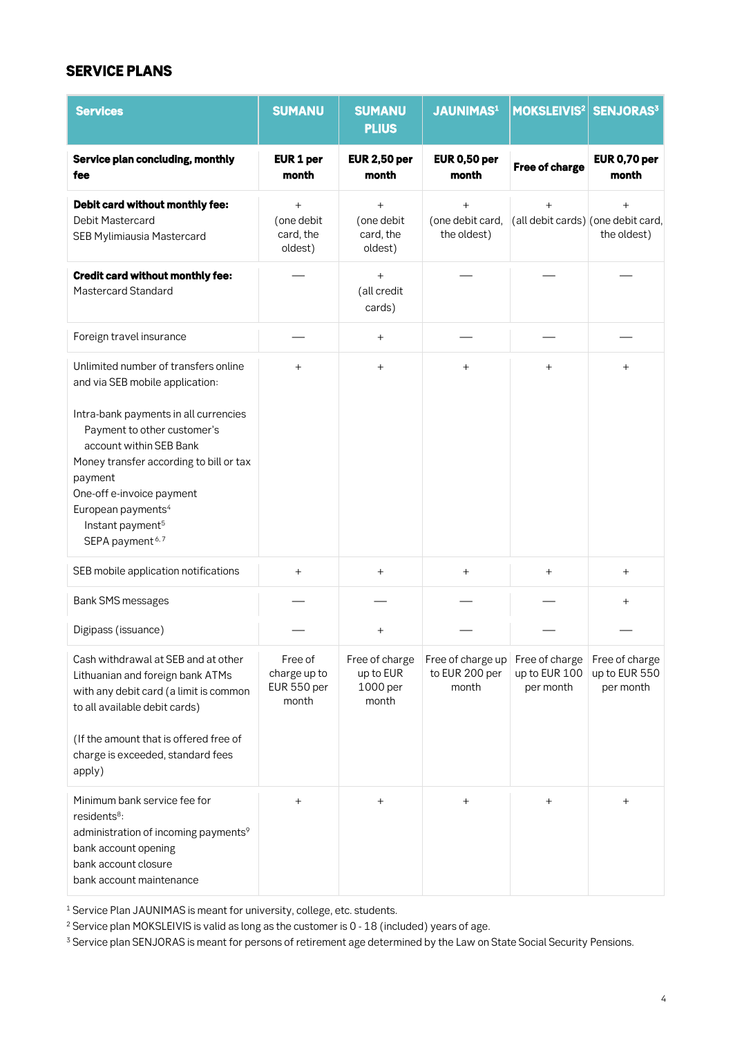## SERVICE PLANS

| Services | SUMANU | SUMANU PLIUS | JAUNIMAS[1] | MOKSLEIVIS[2] | SENJORAS[3] |
|---|---|---|---|---|---|
| **Service plan concluding, monthly fee** | **EUR 1 per month** | **EUR 2,50 per month** | **EUR 0,50 per month** | **Free of charge** | **EUR 0,70 per month** |
| **Debit card without monthly fee:** Debit Mastercard SEB Mylimiausia Mastercard | + (one debit card, the oldest) | + (one debit card, the oldest) | + (one debit card, the oldest) | + (all debit cards) | + (one debit card, the oldest) |
| **Credit card without monthly fee:** Mastercard Standard | — | + (all credit cards) | — | — | — |
| Foreign travel insurance | — | + | — | — | — |
| Unlimited number of transfers online and via SEB mobile application: <br><br> Intra-bank payments in all currencies <br> Payment to other customer's account within SEB Bank <br> Money transfer according to bill or tax payment <br> One-off e-invoice payment <br> European payments[4] <br> Instant payment[5] <br> SEPA payment[6, 7] | + | + | + | + | + |
| SEB mobile application notifications | + | + | + | + | + |
| Bank SMS messages | — | — | — | — | + |
| Digipass (issuance) | — | + | — | — | — |
| Cash withdrawal at SEB and at other Lithuanian and foreign bank ATMs with any debit card (a limit is common to all available debit cards) <br><br> (If the amount that is offered free of charge is exceeded, standard fees apply) | Free of charge up to EUR 550 per month | Free of charge up to EUR 1000 per month | Free of charge up to EUR 200 per month | Free of charge up to EUR 100 per month | Free of charge up to EUR 550 per month |
| Minimum bank service fee for residents[8]: <br> administration of incoming payments[9] <br> bank account opening <br> bank account closure <br> bank account maintenance | + | + | + | + | + |

[1] Service Plan JAUNIMAS is meant for university, college, etc. students.

[2] Service plan MOKSLEIVIS is valid as long as the customer is 0 - 18 (included) years of age.

[3] Service plan SENJORAS is meant for persons of retirement age determined by the Law on State Social Security Pensions.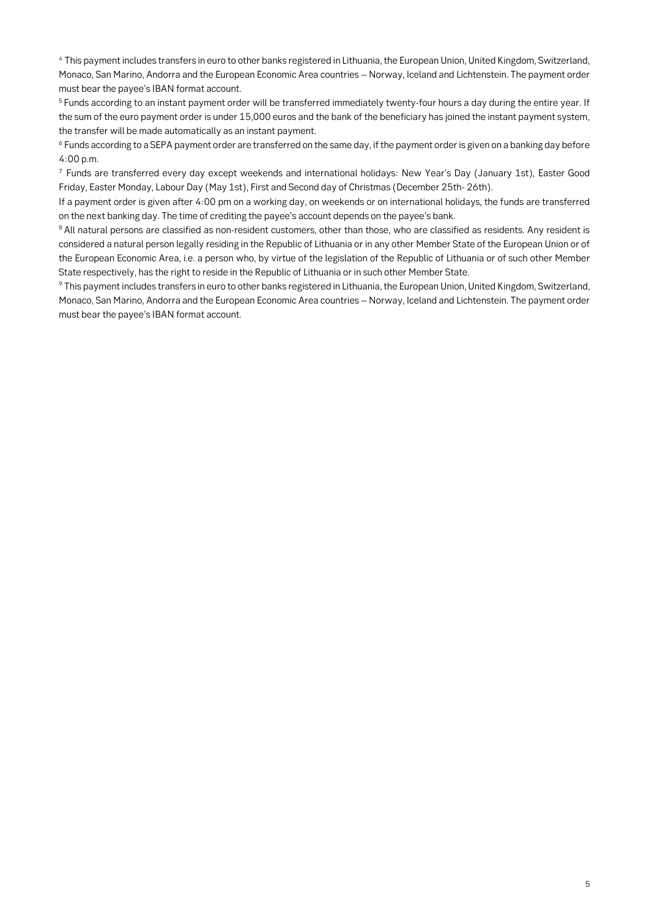[4] This payment includes transfers in euro to other banks registered in Lithuania, the European Union, United Kingdom, Switzerland, Monaco, San Marino, Andorra and the European Economic Area countries – Norway, Iceland and Lichtenstein. The payment order must bear the payee's IBAN format account.

[5] Funds according to an instant payment order will be transferred immediately twenty-four hours a day during the entire year. If the sum of the euro payment order is under 15,000 euros and the bank of the beneficiary has joined the instant payment system, the transfer will be made automatically as an instant payment.

[6] Funds according to a SEPA payment order are transferred on the same day, if the payment order is given on a banking day before 4:00 p.m.

[7] Funds are transferred every day except weekends and international holidays: New Year's Day (January 1st), Easter Good Friday, Easter Monday, Labour Day (May 1st), First and Second day of Christmas (December 25th- 26th).

If a payment order is given after 4:00 pm on a working day, on weekends or on international holidays, the funds are transferred on the next banking day. The time of crediting the payee's account depends on the payee's bank.

[8] All natural persons are classified as non-resident customers, other than those, who are classified as residents. Any resident is considered a natural person legally residing in the Republic of Lithuania or in any other Member State of the European Union or of the European Economic Area, i.e. a person who, by virtue of the legislation of the Republic of Lithuania or of such other Member State respectively, has the right to reside in the Republic of Lithuania or in such other Member State.

[9] This payment includes transfers in euro to other banks registered in Lithuania, the European Union, United Kingdom, Switzerland, Monaco, San Marino, Andorra and the European Economic Area countries – Norway, Iceland and Lichtenstein. The payment order must bear the payee's IBAN format account.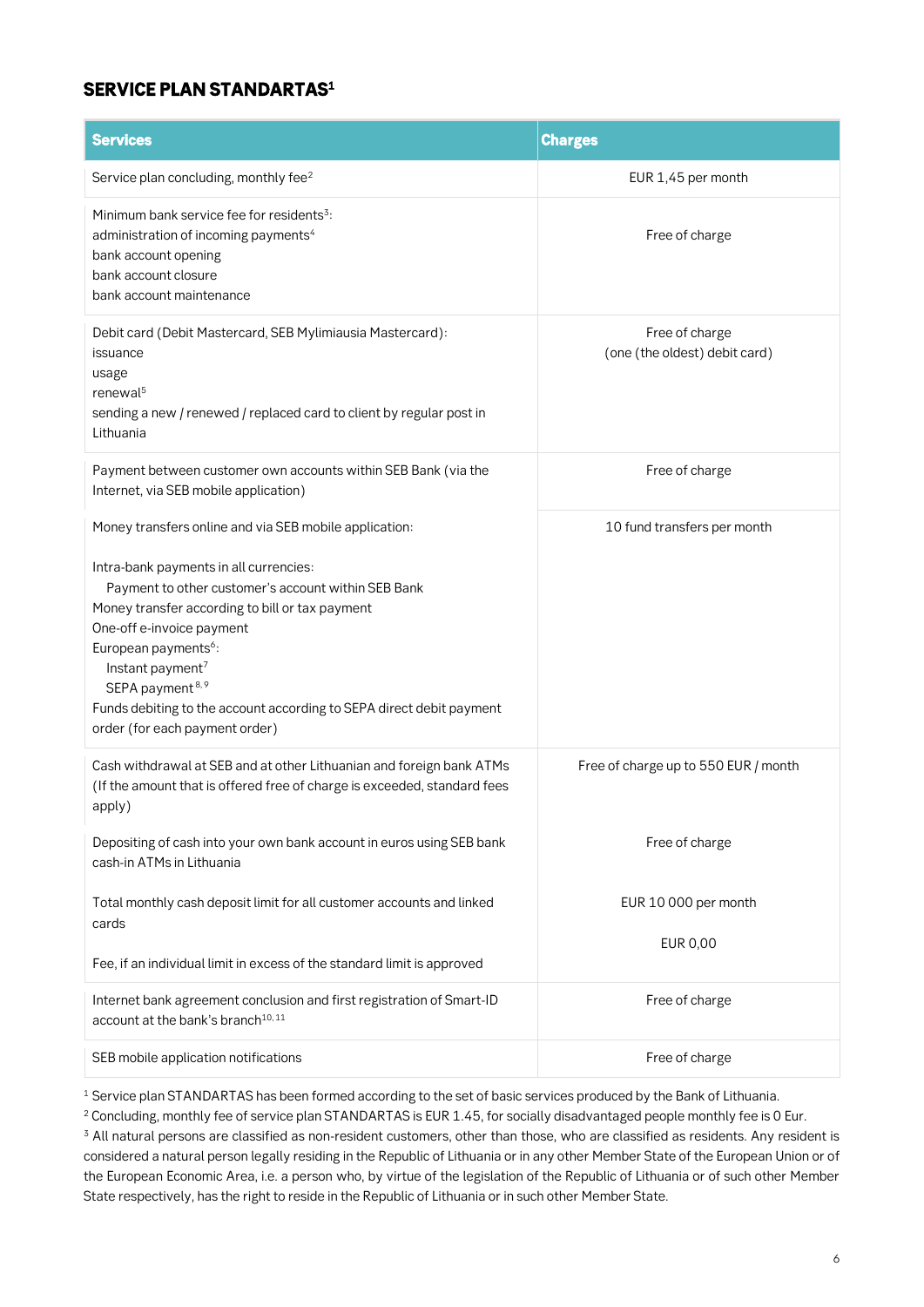## SERVICE PLAN STANDARTAS[1]

| Services | Charges |
|---|---|
| Service plan concluding, monthly fee[2] | EUR 1,45 per month |
| Minimum bank service fee for residents[3]:<br>administration of incoming payments[4]<br>bank account opening<br>bank account closure<br>bank account maintenance | Free of charge |
| Debit card (Debit Mastercard, SEB Mylimiausia Mastercard):<br>issuance<br>usage<br>renewal[5]<br>sending a new / renewed / replaced card to client by regular post in Lithuania | Free of charge<br>(one (the oldest) debit card) |
| Payment between customer own accounts within SEB Bank (via the Internet, via SEB mobile application) | Free of charge |
| Money transfers online and via SEB mobile application:<br><br>Intra-bank payments in all currencies:<br>Payment to other customer's account within SEB Bank<br>Money transfer according to bill or tax payment<br>One-off e-invoice payment<br>European payments[6]:<br>Instant payment[7]<br>SEPA payment[8,9]<br>Funds debiting to the account according to SEPA direct debit payment order (for each payment order) | 10 fund transfers per month |
| Cash withdrawal at SEB and at other Lithuanian and foreign bank ATMs (If the amount that is offered free of charge is exceeded, standard fees apply) | Free of charge up to 550 EUR / month |
| Depositing of cash into your own bank account in euros using SEB bank cash-in ATMs in Lithuania<br><br>Total monthly cash deposit limit for all customer accounts and linked cards<br><br>Fee, if an individual limit in excess of the standard limit is approved | Free of charge<br><br>EUR 10 000 per month<br><br>EUR 0,00 |
| Internet bank agreement conclusion and first registration of Smart-ID account at the bank's branch[10,11] | Free of charge |
| SEB mobile application notifications | Free of charge |

[1] Service plan STANDARTAS has been formed according to the set of basic services produced by the Bank of Lithuania.

[2] Concluding, monthly fee of service plan STANDARTAS is EUR 1.45, for socially disadvantaged people monthly fee is 0 Eur.

[3] All natural persons are classified as non-resident customers, other than those, who are classified as residents. Any resident is considered a natural person legally residing in the Republic of Lithuania or in any other Member State of the European Union or of the European Economic Area, i.e. a person who, by virtue of the legislation of the Republic of Lithuania or of such other Member State respectively, has the right to reside in the Republic of Lithuania or in such other Member State.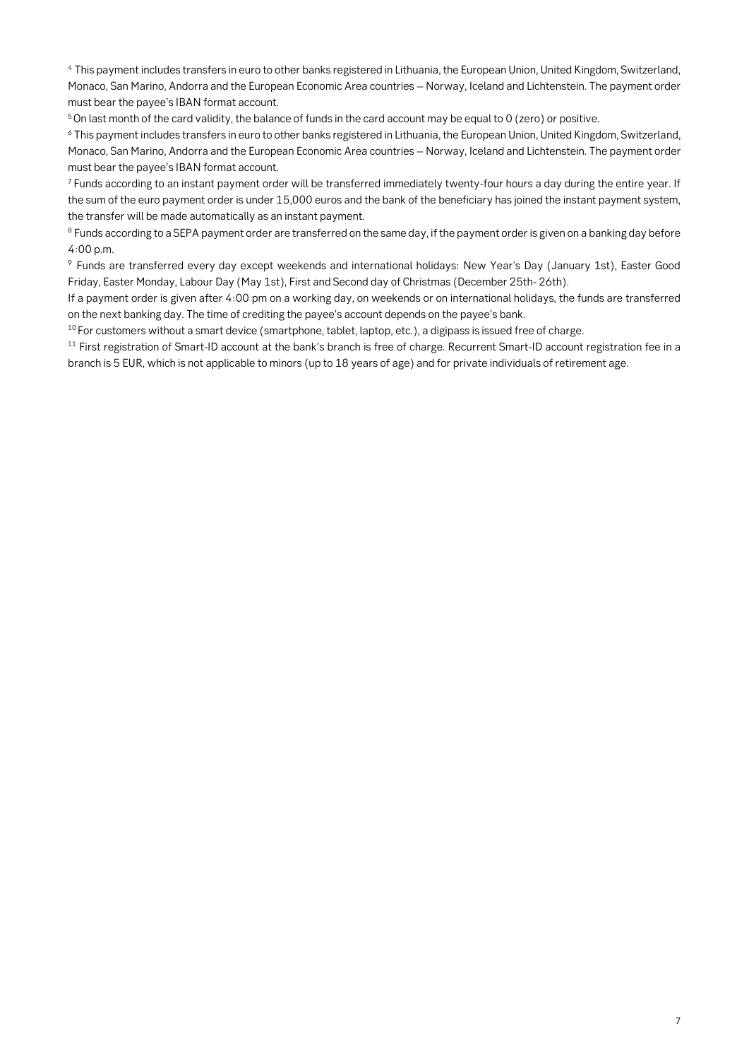[4] This payment includes transfers in euro to other banks registered in Lithuania, the European Union, United Kingdom, Switzerland, Monaco, San Marino, Andorra and the European Economic Area countries – Norway, Iceland and Lichtenstein. The payment order must bear the payee's IBAN format account.

[5] On last month of the card validity, the balance of funds in the card account may be equal to 0 (zero) or positive.

[6] This payment includes transfers in euro to other banks registered in Lithuania, the European Union, United Kingdom, Switzerland, Monaco, San Marino, Andorra and the European Economic Area countries – Norway, Iceland and Lichtenstein. The payment order must bear the payee's IBAN format account.

[7] Funds according to an instant payment order will be transferred immediately twenty-four hours a day during the entire year. If the sum of the euro payment order is under 15,000 euros and the bank of the beneficiary has joined the instant payment system, the transfer will be made automatically as an instant payment.

[8] Funds according to a SEPA payment order are transferred on the same day, if the payment order is given on a banking day before 4:00 p.m.

[9] Funds are transferred every day except weekends and international holidays: New Year's Day (January 1st), Easter Good Friday, Easter Monday, Labour Day (May 1st), First and Second day of Christmas (December 25th- 26th).

If a payment order is given after 4:00 pm on a working day, on weekends or on international holidays, the funds are transferred on the next banking day. The time of crediting the payee's account depends on the payee's bank.

[10] For customers without a smart device (smartphone, tablet, laptop, etc.), a digipass is issued free of charge.

[11] First registration of Smart-ID account at the bank's branch is free of charge. Recurrent Smart-ID account registration fee in a branch is 5 EUR, which is not applicable to minors (up to 18 years of age) and for private individuals of retirement age.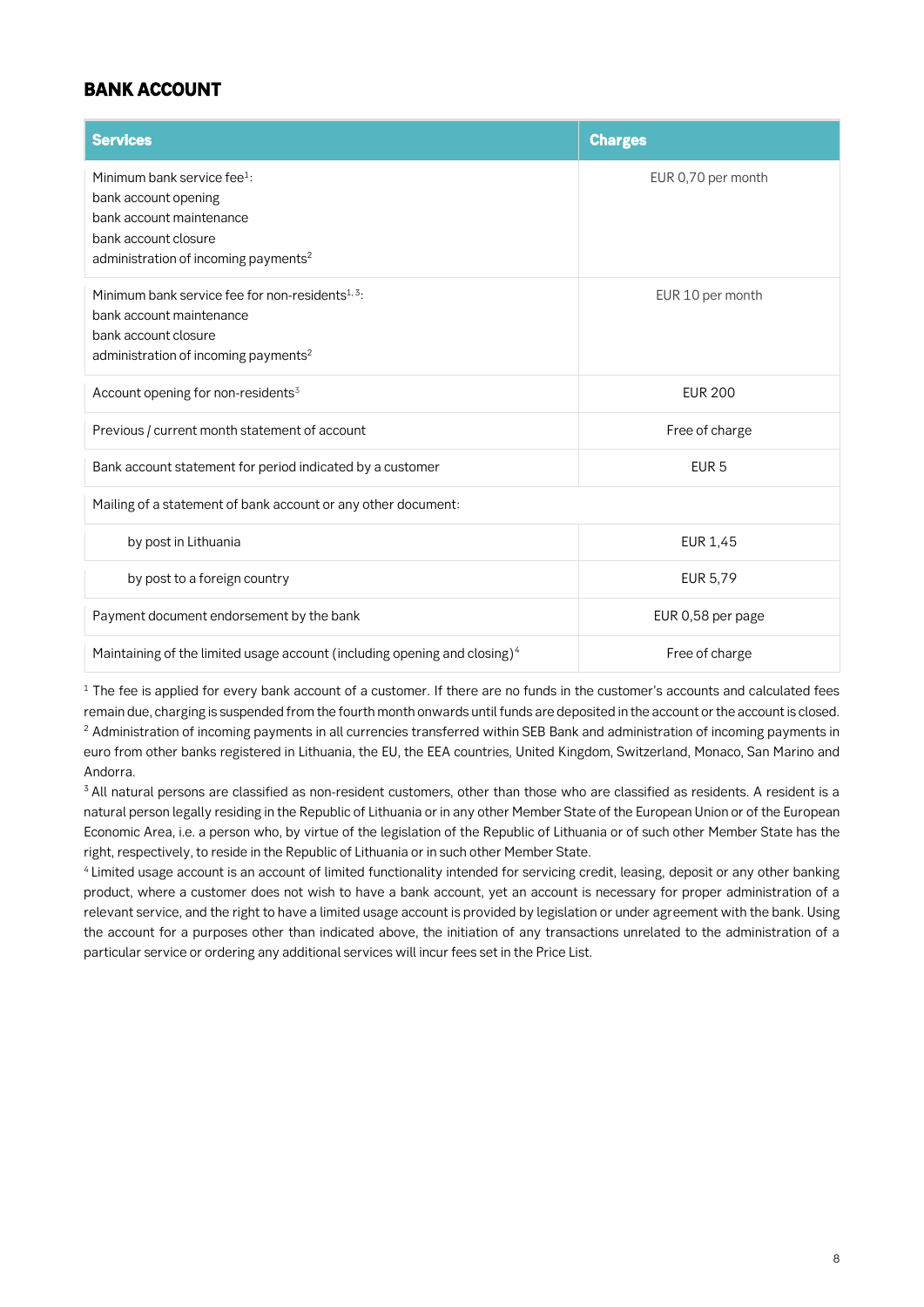## BANK ACCOUNT

| Services | Charges |
| --- | --- |
| Minimum bank service fee[1]:<br>bank account opening<br>bank account maintenance<br>bank account closure<br>administration of incoming payments[2] | EUR 0,70 per month |
| Minimum bank service fee for non-residents[1, 3]:<br>bank account maintenance<br>bank account closure<br>administration of incoming payments[2] | EUR 10 per month |
| Account opening for non-residents[3] | EUR 200 |
| Previous / current month statement of account | Free of charge |
| Bank account statement for period indicated by a customer | EUR 5 |
| Mailing of a statement of bank account or any other document: | |
| by post in Lithuania | EUR 1,45 |
| by post to a foreign country | EUR 5,79 |
| Payment document endorsement by the bank | EUR 0,58 per page |
| Maintaining of the limited usage account (including opening and closing)[4] | Free of charge |

[1] The fee is applied for every bank account of a customer. If there are no funds in the customer's accounts and calculated fees remain due, charging is suspended from the fourth month onwards until funds are deposited in the account or the account is closed.
[2] Administration of incoming payments in all currencies transferred within SEB Bank and administration of incoming payments in euro from other banks registered in Lithuania, the EU, the EEA countries, United Kingdom, Switzerland, Monaco, San Marino and Andorra.
[3] All natural persons are classified as non-resident customers, other than those who are classified as residents. A resident is a natural person legally residing in the Republic of Lithuania or in any other Member State of the European Union or of the European Economic Area, i.e. a person who, by virtue of the legislation of the Republic of Lithuania or of such other Member State has the right, respectively, to reside in the Republic of Lithuania or in such other Member State.
[4] Limited usage account is an account of limited functionality intended for servicing credit, leasing, deposit or any other banking product, where a customer does not wish to have a bank account, yet an account is necessary for proper administration of a relevant service, and the right to have a limited usage account is provided by legislation or under agreement with the bank. Using the account for a purposes other than indicated above, the initiation of any transactions unrelated to the administration of a particular service or ordering any additional services will incur fees set in the Price List.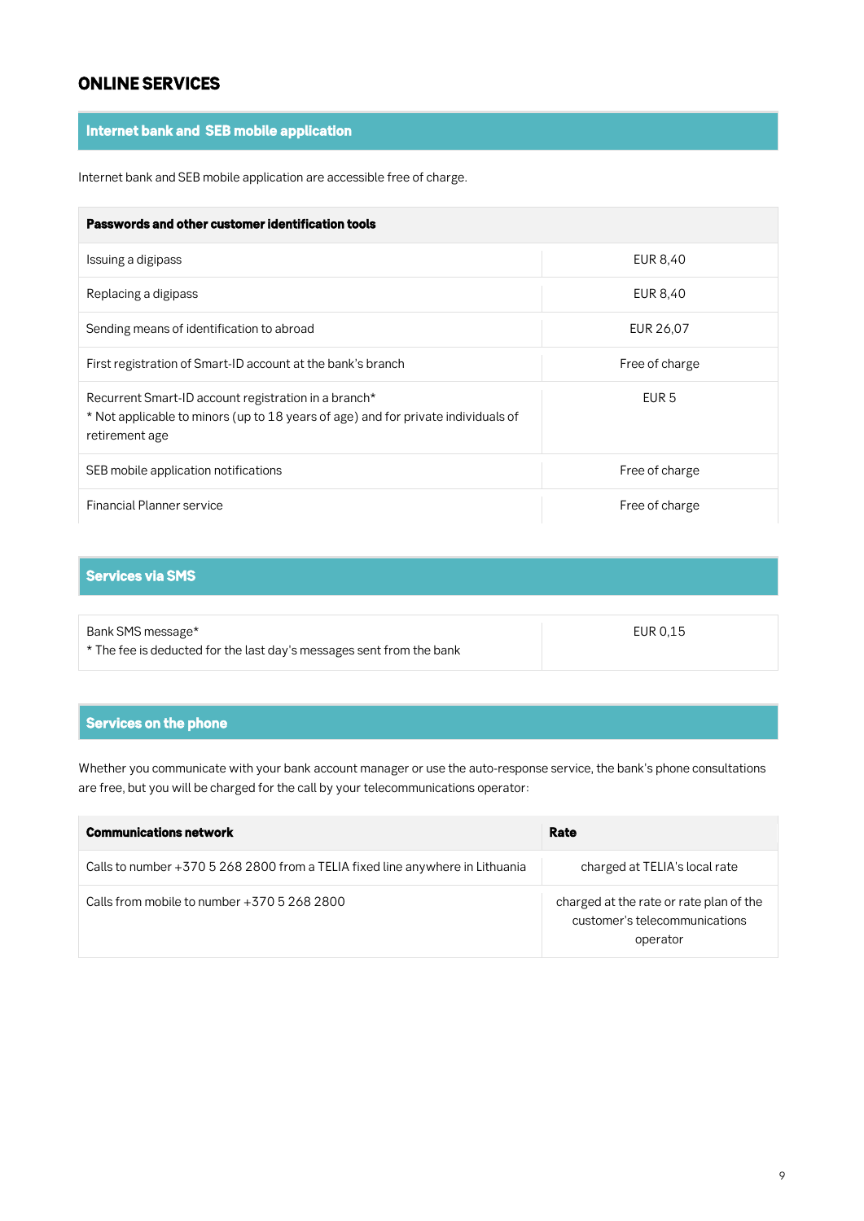# ONLINE SERVICES

## Internet bank and SEB mobile application

Internet bank and SEB mobile application are accessible free of charge.

| **Passwords and other customer identification tools** | |
|---|---|
| Issuing a digipass | EUR 8,40 |
| Replacing a digipass | EUR 8,40 |
| Sending means of identification to abroad | EUR 26,07 |
| First registration of Smart-ID account at the bank's branch | Free of charge |
| Recurrent Smart-ID account registration in a branch*<br>* Not applicable to minors (up to 18 years of age) and for private individuals of retirement age | EUR 5 |
| SEB mobile application notifications | Free of charge |
| Financial Planner service | Free of charge |

## Services via SMS

| | |
|---|---|
| Bank SMS message*<br>* The fee is deducted for the last day's messages sent from the bank | EUR 0,15 |

## Services on the phone

Whether you communicate with your bank account manager or use the auto-response service, the bank's phone consultations are free, but you will be charged for the call by your telecommunications operator:

| **Communications network** | **Rate** |
|---|---|
| Calls to number +370 5 268 2800 from a TELIA fixed line anywhere in Lithuania | charged at TELIA's local rate |
| Calls from mobile to number +370 5 268 2800 | charged at the rate or rate plan of the customer's telecommunications operator |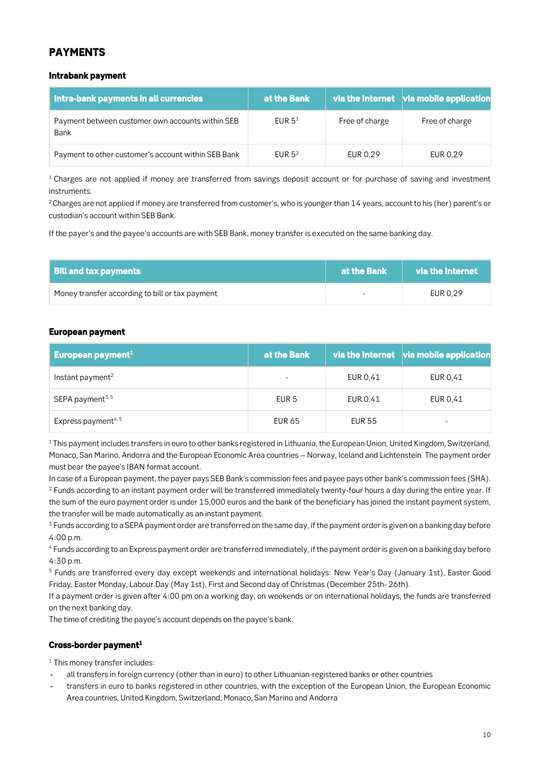# PAYMENTS

### Intrabank payment

| Intra-bank payments in all currencies | at the Bank | via the Internet | via mobile application |
|---|---|---|---|
| Payment between customer own accounts within SEB Bank | EUR 5[1] | Free of charge | Free of charge |
| Payment to other customer's account within SEB Bank | EUR 5[2] | EUR 0,29 | EUR 0,29 |

[1] Charges are not applied if money are transferred from savings deposit account or for purchase of saving and investment instruments.

[2] Charges are not applied if money are transferred from customer's, who is younger than 14 years, account to his (her) parent's or custodian's account within SEB Bank.

If the payer's and the payee's accounts are with SEB Bank, money transfer is executed on the same banking day.

| Bill and tax payments | at the Bank | via the Internet |
|---|---|---|
| Money transfer according to bill or tax payment | - | EUR 0,29 |

### European payment

| European payment[1] | at the Bank | via the Internet | via mobile application |
|---|---|---|---|
| Instant payment[2] | - | EUR 0,41 | EUR 0,41 |
| SEPA payment[3,5] | EUR 5 | EUR 0,41 | EUR 0,41 |
| Express payment[4,5] | EUR 65 | EUR 55 | - |

[1] This payment includes transfers in euro to other banks registered in Lithuania, the European Union, United Kingdom, Switzerland, Monaco, San Marino, Andorra and the European Economic Area countries – Norway, Iceland and Lichtenstein. The payment order must bear the payee's IBAN format account.

In case of a European payment, the payer pays SEB Bank's commission fees and payee pays other bank's commission fees (SHA).

[2] Funds according to an instant payment order will be transferred immediately twenty-four hours a day during the entire year. If the sum of the euro payment order is under 15,000 euros and the bank of the beneficiary has joined the instant payment system, the transfer will be made automatically as an instant payment.

[3] Funds according to a SEPA payment order are transferred on the same day, if the payment order is given on a banking day before 4:00 p.m.

[4] Funds according to an Express payment order are transferred immediately, if the payment order is given on a banking day before 4:30 p.m.

[5] Funds are transferred every day except weekends and international holidays: New Year's Day (January 1st), Easter Good Friday, Easter Monday, Labour Day (May 1st), First and Second day of Christmas (December 25th- 26th).

If a payment order is given after 4:00 pm on a working day, on weekends or on international holidays, the funds are transferred on the next banking day.

The time of crediting the payee's account depends on the payee's bank.

### Cross-border payment[1]

[1] This money transfer includes:

- all transfers in foreign currency (other than in euro) to other Lithuanian-registered banks or other countries
- transfers in euro to banks registered in other countries, with the exception of the European Union, the European Economic Area countries, United Kingdom, Switzerland, Monaco, San Marino and Andorra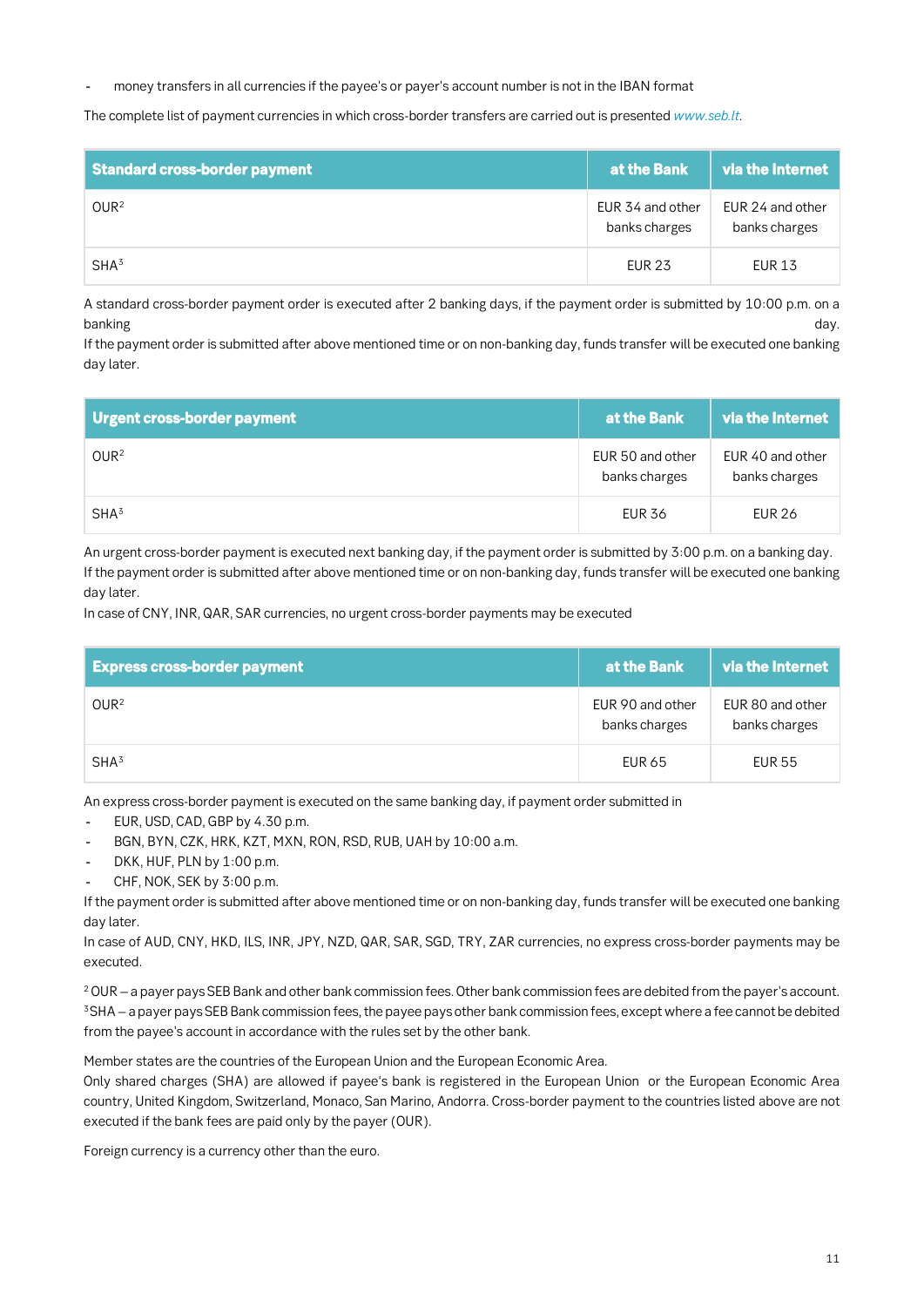- money transfers in all currencies if the payee's or payer's account number is not in the IBAN format

The complete list of payment currencies in which cross-border transfers are carried out is presented www.seb.lt.

| Standard cross-border payment | at the Bank | via the Internet |
|---|---|---|
| OUR[2] | EUR 34 and other banks charges | EUR 24 and other banks charges |
| SHA[3] | EUR 23 | EUR 13 |

A standard cross-border payment order is executed after 2 banking days, if the payment order is submitted by 10:00 p.m. on a banking day.
If the payment order is submitted after above mentioned time or on non-banking day, funds transfer will be executed one banking day later.

| Urgent cross-border payment | at the Bank | via the Internet |
|---|---|---|
| OUR[2] | EUR 50 and other banks charges | EUR 40 and other banks charges |
| SHA[3] | EUR 36 | EUR 26 |

An urgent cross-border payment is executed next banking day, if the payment order is submitted by 3:00 p.m. on a banking day.
If the payment order is submitted after above mentioned time or on non-banking day, funds transfer will be executed one banking day later.
In case of CNY, INR, QAR, SAR currencies, no urgent cross-border payments may be executed

| Express cross-border payment | at the Bank | via the Internet |
|---|---|---|
| OUR[2] | EUR 90 and other banks charges | EUR 80 and other banks charges |
| SHA[3] | EUR 65 | EUR 55 |

An express cross-border payment is executed on the same banking day, if payment order submitted in

- EUR, USD, CAD, GBP by 4.30 p.m.
- BGN, BYN, CZK, HRK, KZT, MXN, RON, RSD, RUB, UAH by 10:00 a.m.
- DKK, HUF, PLN by 1:00 p.m.
- CHF, NOK, SEK by 3:00 p.m.

If the payment order is submitted after above mentioned time or on non-banking day, funds transfer will be executed one banking day later.
In case of AUD, CNY, HKD, ILS, INR, JPY, NZD, QAR, SAR, SGD, TRY, ZAR currencies, no express cross-border payments may be executed.

[2] OUR – a payer pays SEB Bank and other bank commission fees. Other bank commission fees are debited from the payer's account.
[3] SHA – a payer pays SEB Bank commission fees, the payee pays other bank commission fees, except where a fee cannot be debited from the payee's account in accordance with the rules set by the other bank.

Member states are the countries of the European Union and the European Economic Area.
Only shared charges (SHA) are allowed if payee's bank is registered in the European Union or the European Economic Area country, United Kingdom, Switzerland, Monaco, San Marino, Andorra. Cross-border payment to the countries listed above are not executed if the bank fees are paid only by the payer (OUR).

Foreign currency is a currency other than the euro.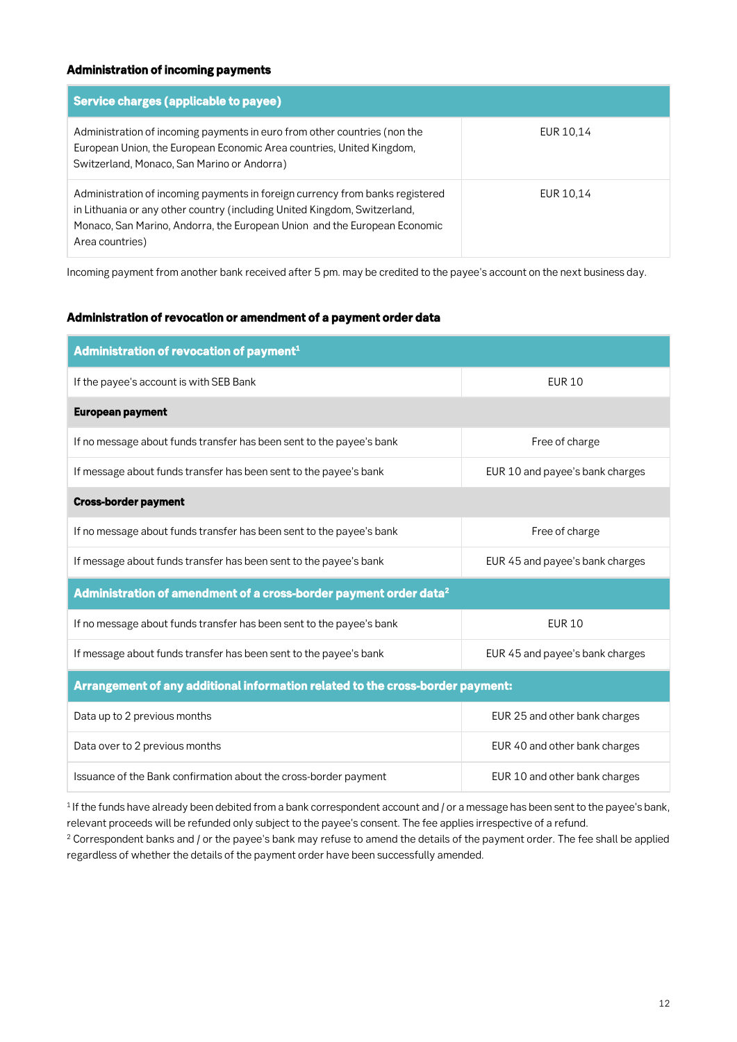### Administration of incoming payments

| Service charges (applicable to payee) | |
|---|---|
| Administration of incoming payments in euro from other countries (non the European Union, the European Economic Area countries, United Kingdom, Switzerland, Monaco, San Marino or Andorra) | EUR 10,14 |
| Administration of incoming payments in foreign currency from banks registered in Lithuania or any other country (including United Kingdom, Switzerland, Monaco, San Marino, Andorra, the European Union and the European Economic Area countries) | EUR 10,14 |

Incoming payment from another bank received after 5 pm. may be credited to the payee's account on the next business day.

### Administration of revocation or amendment of a payment order data

| Administration of revocation of payment[1] | |
|---|---|
| If the payee's account is with SEB Bank | EUR 10 |
| **European payment** | |
| If no message about funds transfer has been sent to the payee's bank | Free of charge |
| If message about funds transfer has been sent to the payee's bank | EUR 10 and payee's bank charges |
| **Cross-border payment** | |
| If no message about funds transfer has been sent to the payee's bank | Free of charge |
| If message about funds transfer has been sent to the payee's bank | EUR 45 and payee's bank charges |
| **Administration of amendment of a cross-border payment order data[2]** | |
| If no message about funds transfer has been sent to the payee's bank | EUR 10 |
| If message about funds transfer has been sent to the payee's bank | EUR 45 and payee's bank charges |
| **Arrangement of any additional information related to the cross-border payment:** | |
| Data up to 2 previous months | EUR 25 and other bank charges |
| Data over to 2 previous months | EUR 40 and other bank charges |
| Issuance of the Bank confirmation about the cross-border payment | EUR 10 and other bank charges |

[1] If the funds have already been debited from a bank correspondent account and / or a message has been sent to the payee's bank, relevant proceeds will be refunded only subject to the payee's consent. The fee applies irrespective of a refund.
[2] Correspondent banks and / or the payee's bank may refuse to amend the details of the payment order. The fee shall be applied regardless of whether the details of the payment order have been successfully amended.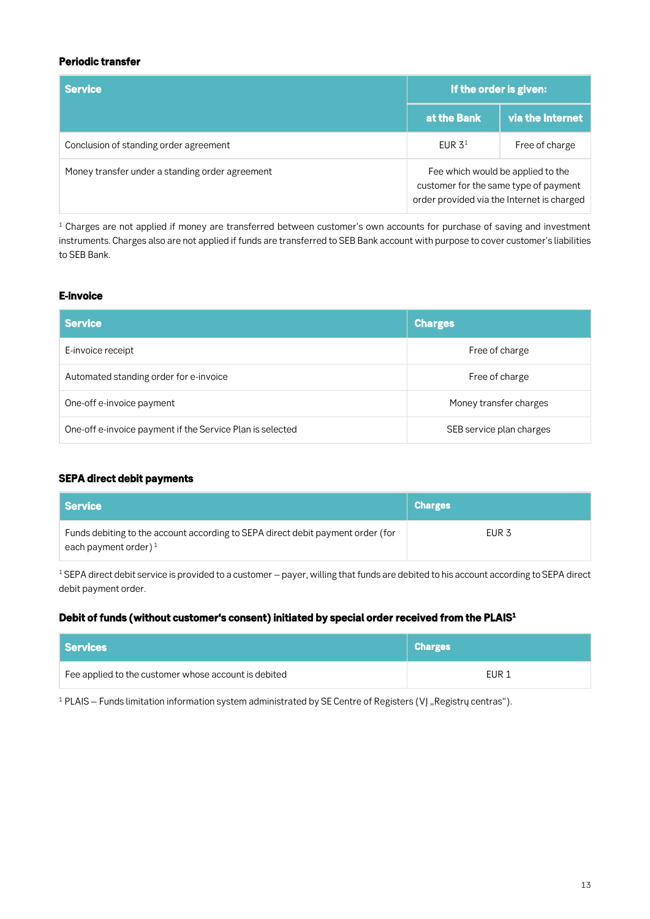### Periodic transfer

| Service | If the order is given: | |
|---|---|---|
| | at the Bank | via the Internet |
| Conclusion of standing order agreement | EUR 3[1] | Free of charge |
| Money transfer under a standing order agreement | Fee which would be applied to the customer for the same type of payment order provided via the Internet is charged | |

[1] Charges are not applied if money are transferred between customer's own accounts for purchase of saving and investment instruments. Charges also are not applied if funds are transferred to SEB Bank account with purpose to cover customer's liabilities to SEB Bank.

### E-invoice

| Service | Charges |
|---|---|
| E-invoice receipt | Free of charge |
| Automated standing order for e-invoice | Free of charge |
| One-off e-invoice payment | Money transfer charges |
| One-off e-invoice payment if the Service Plan is selected | SEB service plan charges |

### SEPA direct debit payments

| Service | Charges |
|---|---|
| Funds debiting to the account according to SEPA direct debit payment order (for each payment order) [1] | EUR 3 |

[1] SEPA direct debit service is provided to a customer – payer, willing that funds are debited to his account according to SEPA direct debit payment order.

### Debit of funds (without customer's consent) initiated by special order received from the PLAIS[1]

| Services | Charges |
|---|---|
| Fee applied to the customer whose account is debited | EUR 1 |

[1] PLAIS – Funds limitation information system administrated by SE Centre of Registers (VĮ „Registrų centras").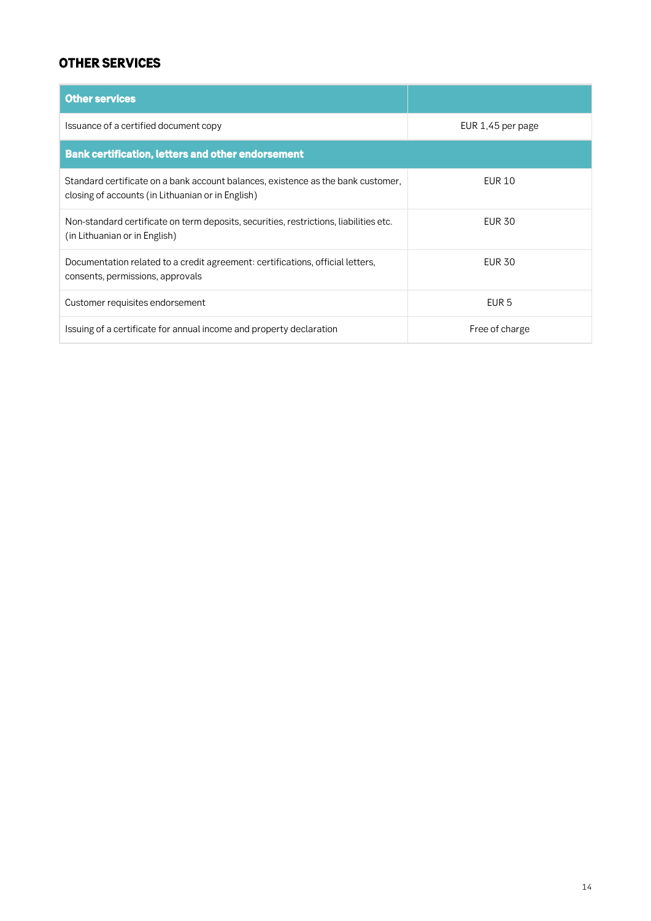## OTHER SERVICES

| Other services | |
|---|---|
| Issuance of a certified document copy | EUR 1,45 per page |
| **Bank certification, letters and other endorsement** | |
| Standard certificate on a bank account balances, existence as the bank customer, closing of accounts (in Lithuanian or in English) | EUR 10 |
| Non-standard certificate on term deposits, securities, restrictions, liabilities etc. (in Lithuanian or in English) | EUR 30 |
| Documentation related to a credit agreement: certifications, official letters, consents, permissions, approvals | EUR 30 |
| Customer requisites endorsement | EUR 5 |
| Issuing of a certificate for annual income and property declaration | Free of charge |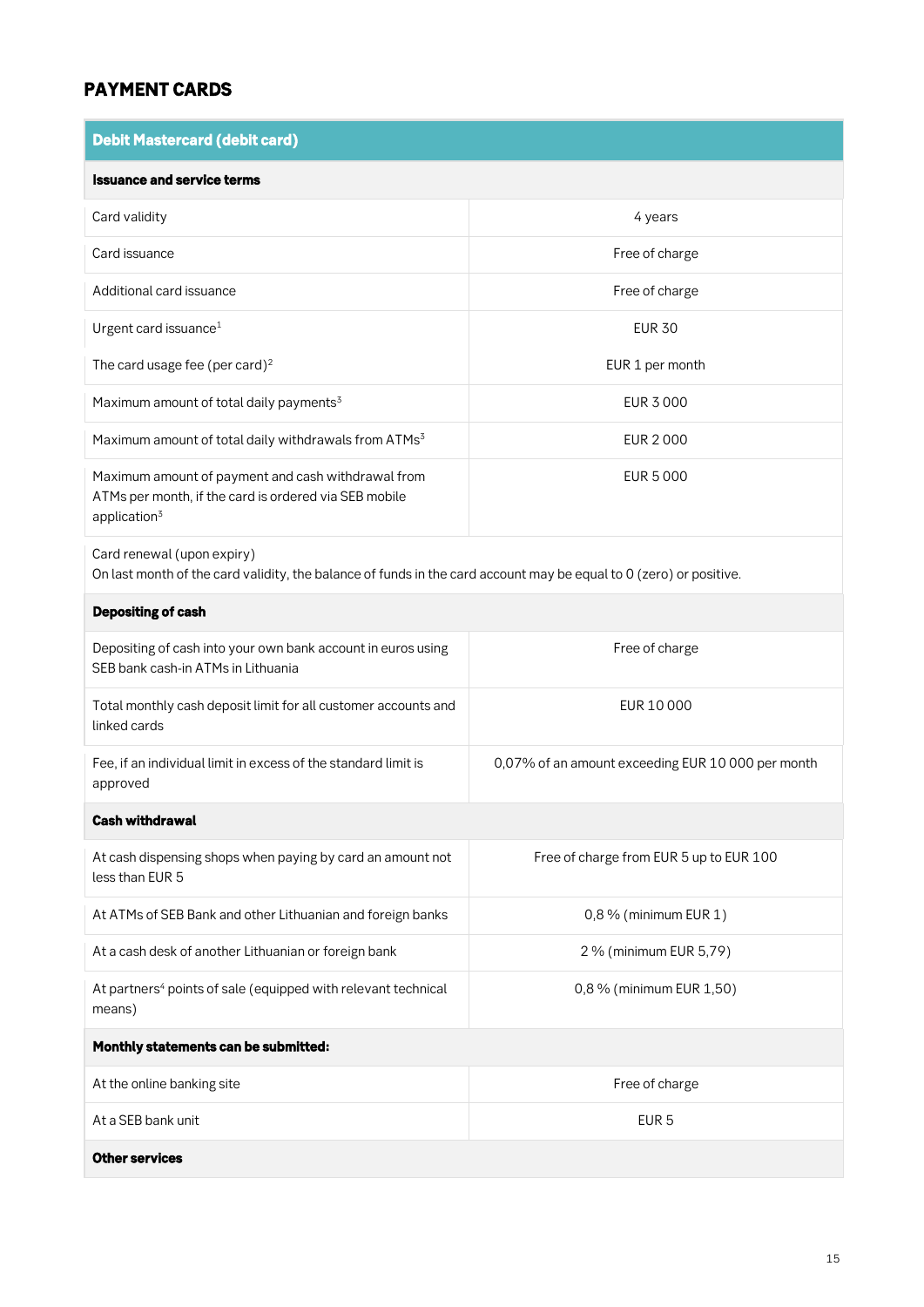## PAYMENT CARDS

| Debit Mastercard (debit card) | |
|---|---|
| **Issuance and service terms** | |
| Card validity | 4 years |
| Card issuance | Free of charge |
| Additional card issuance | Free of charge |
| Urgent card issuance[1] | EUR 30 |
| The card usage fee (per card)[2] | EUR 1 per month |
| Maximum amount of total daily payments[3] | EUR 3 000 |
| Maximum amount of total daily withdrawals from ATMs[3] | EUR 2 000 |
| Maximum amount of payment and cash withdrawal from ATMs per month, if the card is ordered via SEB mobile application[3] | EUR 5 000 |
| Card renewal (upon expiry)<br>On last month of the card validity, the balance of funds in the card account may be equal to 0 (zero) or positive. | |
| **Depositing of cash** | |
| Depositing of cash into your own bank account in euros using SEB bank cash-in ATMs in Lithuania | Free of charge |
| Total monthly cash deposit limit for all customer accounts and linked cards | EUR 10 000 |
| Fee, if an individual limit in excess of the standard limit is approved | 0,07% of an amount exceeding EUR 10 000 per month |
| **Cash withdrawal** | |
| At cash dispensing shops when paying by card an amount not less than EUR 5 | Free of charge from EUR 5 up to EUR 100 |
| At ATMs of SEB Bank and other Lithuanian and foreign banks | 0,8 % (minimum EUR 1) |
| At a cash desk of another Lithuanian or foreign bank | 2 % (minimum EUR 5,79) |
| At partners[4] points of sale (equipped with relevant technical means) | 0,8 % (minimum EUR 1,50) |
| **Monthly statements can be submitted:** | |
| At the online banking site | Free of charge |
| At a SEB bank unit | EUR 5 |
| **Other services** | |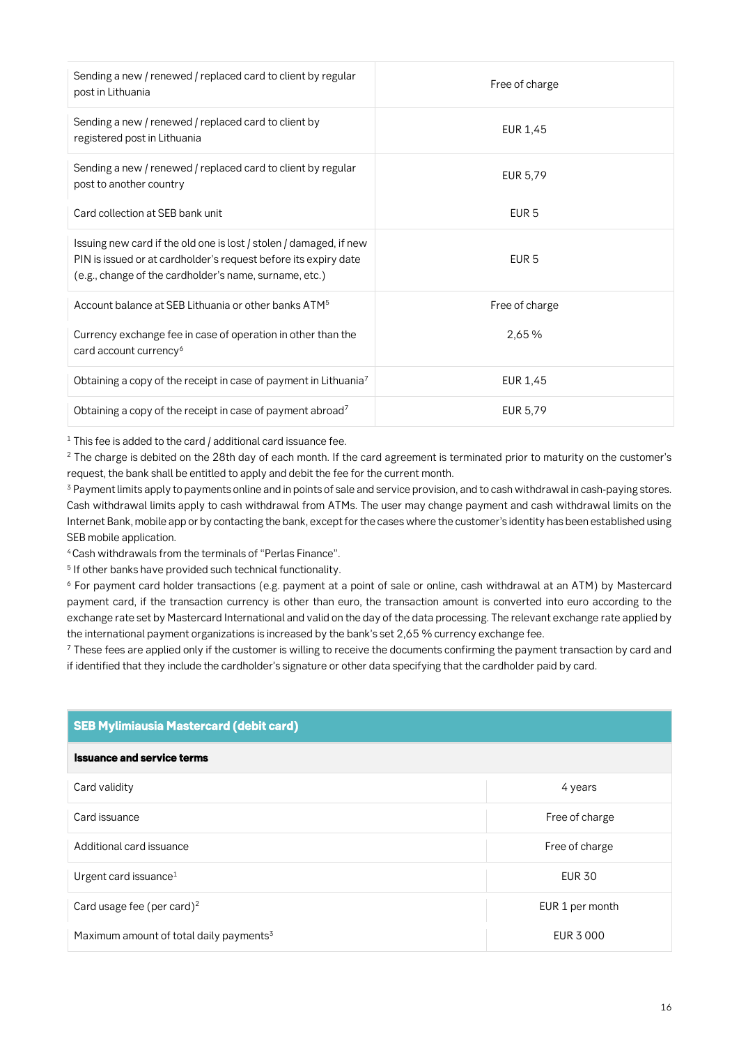| | |
|---|---|
| Sending a new / renewed / replaced card to client by regular post in Lithuania | Free of charge |
| Sending a new / renewed / replaced card to client by registered post in Lithuania | EUR 1,45 |
| Sending a new / renewed / replaced card to client by regular post to another country | EUR 5,79 |
| Card collection at SEB bank unit | EUR 5 |
| Issuing new card if the old one is lost / stolen / damaged, if new PIN is issued or at cardholder's request before its expiry date (e.g., change of the cardholder's name, surname, etc.) | EUR 5 |
| Account balance at SEB Lithuania or other banks ATM[5] | Free of charge |
| Currency exchange fee in case of operation in other than the card account currency[6] | 2,65 % |
| Obtaining a copy of the receipt in case of payment in Lithuania[7] | EUR 1,45 |
| Obtaining a copy of the receipt in case of payment abroad[7] | EUR 5,79 |

[1] This fee is added to the card / additional card issuance fee.

[2] The charge is debited on the 28th day of each month. If the card agreement is terminated prior to maturity on the customer's request, the bank shall be entitled to apply and debit the fee for the current month.

[3] Payment limits apply to payments online and in points of sale and service provision, and to cash withdrawal in cash-paying stores. Cash withdrawal limits apply to cash withdrawal from ATMs. The user may change payment and cash withdrawal limits on the Internet Bank, mobile app or by contacting the bank, except for the cases where the customer's identity has been established using SEB mobile application.

[4] Cash withdrawals from the terminals of "Perlas Finance".

[5] If other banks have provided such technical functionality.

[6] For payment card holder transactions (e.g. payment at a point of sale or online, cash withdrawal at an ATM) by Mastercard payment card, if the transaction currency is other than euro, the transaction amount is converted into euro according to the exchange rate set by Mastercard International and valid on the day of the data processing. The relevant exchange rate applied by the international payment organizations is increased by the bank's set 2,65 % currency exchange fee.

[7] These fees are applied only if the customer is willing to receive the documents confirming the payment transaction by card and if identified that they include the cardholder's signature or other data specifying that the cardholder paid by card.

| SEB Mylimiausia Mastercard (debit card) | |
|---|---|
| **Issuance and service terms** | |
| Card validity | 4 years |
| Card issuance | Free of charge |
| Additional card issuance | Free of charge |
| Urgent card issuance[1] | EUR 30 |
| Card usage fee (per card)[2] | EUR 1 per month |
| Maximum amount of total daily payments[3] | EUR 3 000 |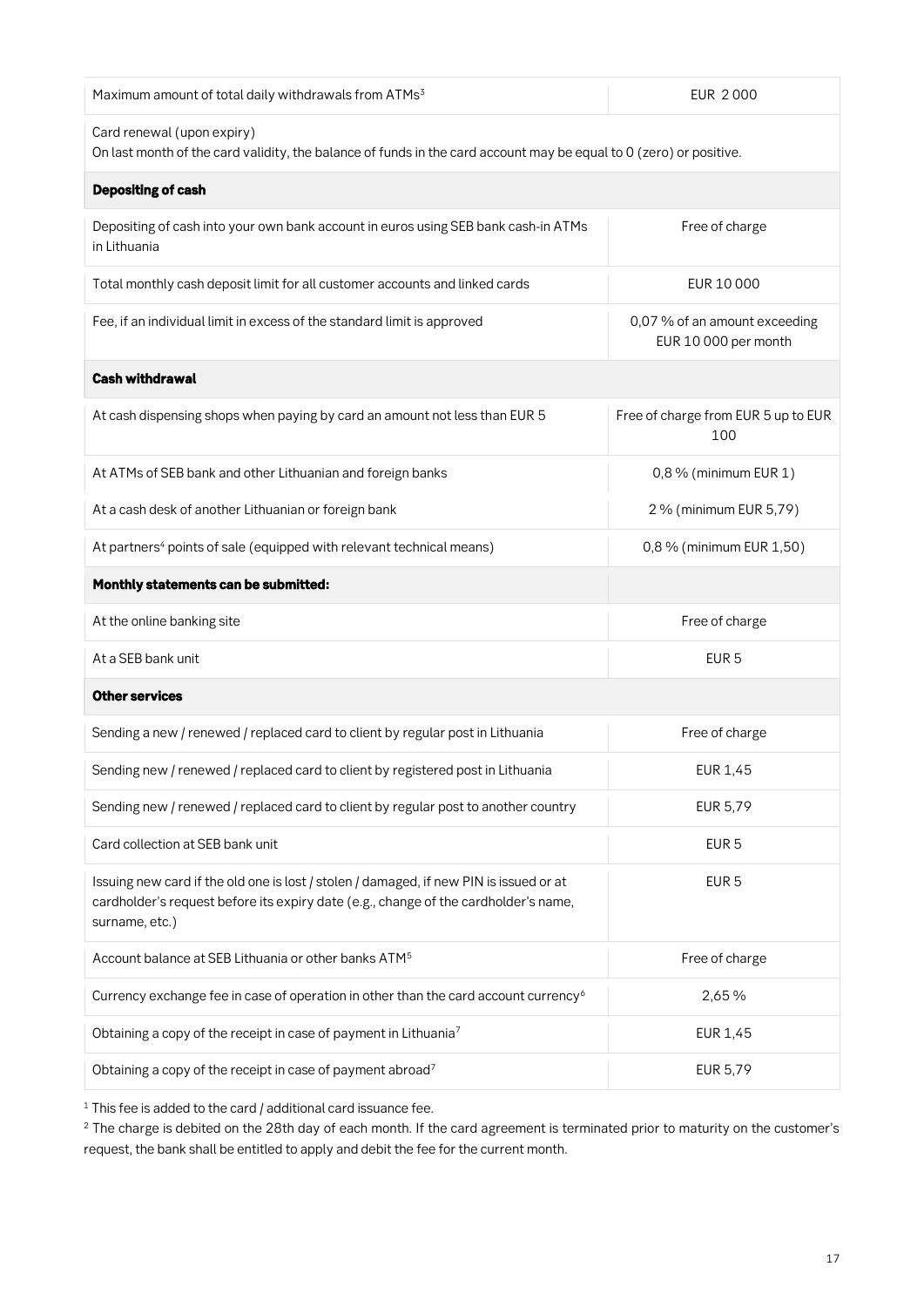| | |
|---|---|
| Maximum amount of total daily withdrawals from ATMs[3] | EUR 2 000 |
| Card renewal (upon expiry)<br>On last month of the card validity, the balance of funds in the card account may be equal to 0 (zero) or positive. | |
| **Depositing of cash** | |
| Depositing of cash into your own bank account in euros using SEB bank cash-in ATMs in Lithuania | Free of charge |
| Total monthly cash deposit limit for all customer accounts and linked cards | EUR 10 000 |
| Fee, if an individual limit in excess of the standard limit is approved | 0,07 % of an amount exceeding EUR 10 000 per month |
| **Cash withdrawal** | |
| At cash dispensing shops when paying by card an amount not less than EUR 5 | Free of charge from EUR 5 up to EUR 100 |
| At ATMs of SEB bank and other Lithuanian and foreign banks | 0,8 % (minimum EUR 1) |
| At a cash desk of another Lithuanian or foreign bank | 2 % (minimum EUR 5,79) |
| At partners[4] points of sale (equipped with relevant technical means) | 0,8 % (minimum EUR 1,50) |
| **Monthly statements can be submitted:** | |
| At the online banking site | Free of charge |
| At a SEB bank unit | EUR 5 |
| **Other services** | |
| Sending a new / renewed / replaced card to client by regular post in Lithuania | Free of charge |
| Sending new / renewed / replaced card to client by registered post in Lithuania | EUR 1,45 |
| Sending new / renewed / replaced card to client by regular post to another country | EUR 5,79 |
| Card collection at SEB bank unit | EUR 5 |
| Issuing new card if the old one is lost / stolen / damaged, if new PIN is issued or at cardholder's request before its expiry date (e.g., change of the cardholder's name, surname, etc.) | EUR 5 |
| Account balance at SEB Lithuania or other banks ATM[5] | Free of charge |
| Currency exchange fee in case of operation in other than the card account currency[6] | 2,65 % |
| Obtaining a copy of the receipt in case of payment in Lithuania[7] | EUR 1,45 |
| Obtaining a copy of the receipt in case of payment abroad[7] | EUR 5,79 |

[1] This fee is added to the card / additional card issuance fee.

[2] The charge is debited on the 28th day of each month. If the card agreement is terminated prior to maturity on the customer's request, the bank shall be entitled to apply and debit the fee for the current month.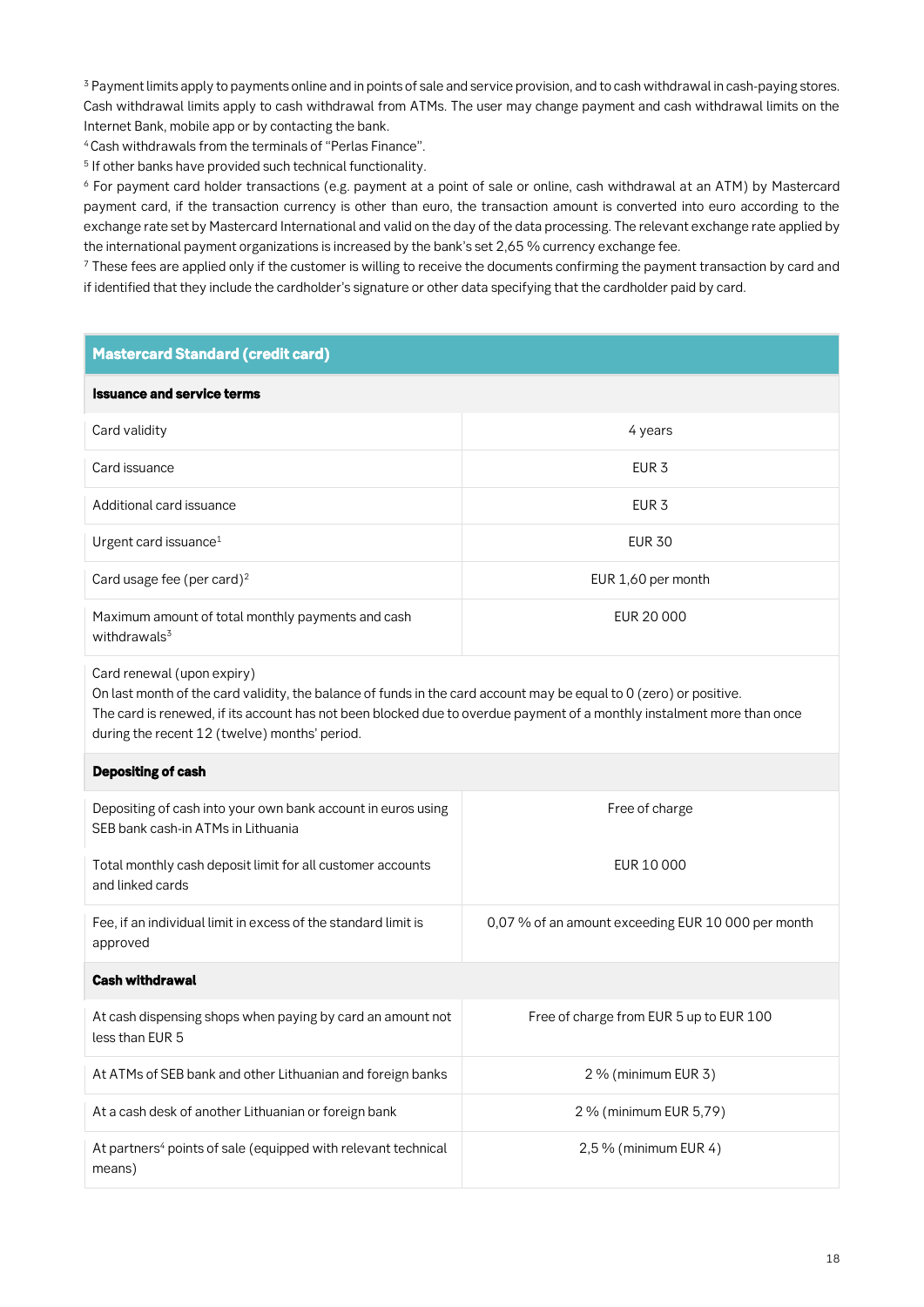[3] Payment limits apply to payments online and in points of sale and service provision, and to cash withdrawal in cash-paying stores. Cash withdrawal limits apply to cash withdrawal from ATMs. The user may change payment and cash withdrawal limits on the Internet Bank, mobile app or by contacting the bank.

[4] Cash withdrawals from the terminals of "Perlas Finance".

[5] If other banks have provided such technical functionality.

[6] For payment card holder transactions (e.g. payment at a point of sale or online, cash withdrawal at an ATM) by Mastercard payment card, if the transaction currency is other than euro, the transaction amount is converted into euro according to the exchange rate set by Mastercard International and valid on the day of the data processing. The relevant exchange rate applied by the international payment organizations is increased by the bank's set 2,65 % currency exchange fee.

[7] These fees are applied only if the customer is willing to receive the documents confirming the payment transaction by card and if identified that they include the cardholder's signature or other data specifying that the cardholder paid by card.

| **Mastercard Standard (credit card)** | |
|---|---|
| **Issuance and service terms** | |
| Card validity | 4 years |
| Card issuance | EUR 3 |
| Additional card issuance | EUR 3 |
| Urgent card issuance[1] | EUR 30 |
| Card usage fee (per card)[2] | EUR 1,60 per month |
| Maximum amount of total monthly payments and cash withdrawals[3] | EUR 20 000 |
| Card renewal (upon expiry)<br>On last month of the card validity, the balance of funds in the card account may be equal to 0 (zero) or positive.<br>The card is renewed, if its account has not been blocked due to overdue payment of a monthly instalment more than once during the recent 12 (twelve) months' period. | |
| **Depositing of cash** | |
| Depositing of cash into your own bank account in euros using SEB bank cash-in ATMs in Lithuania | Free of charge |
| Total monthly cash deposit limit for all customer accounts and linked cards | EUR 10 000 |
| Fee, if an individual limit in excess of the standard limit is approved | 0,07 % of an amount exceeding EUR 10 000 per month |
| **Cash withdrawal** | |
| At cash dispensing shops when paying by card an amount not less than EUR 5 | Free of charge from EUR 5 up to EUR 100 |
| At ATMs of SEB bank and other Lithuanian and foreign banks | 2 % (minimum EUR 3) |
| At a cash desk of another Lithuanian or foreign bank | 2 % (minimum EUR 5,79) |
| At partners[4] points of sale (equipped with relevant technical means) | 2,5 % (minimum EUR 4) |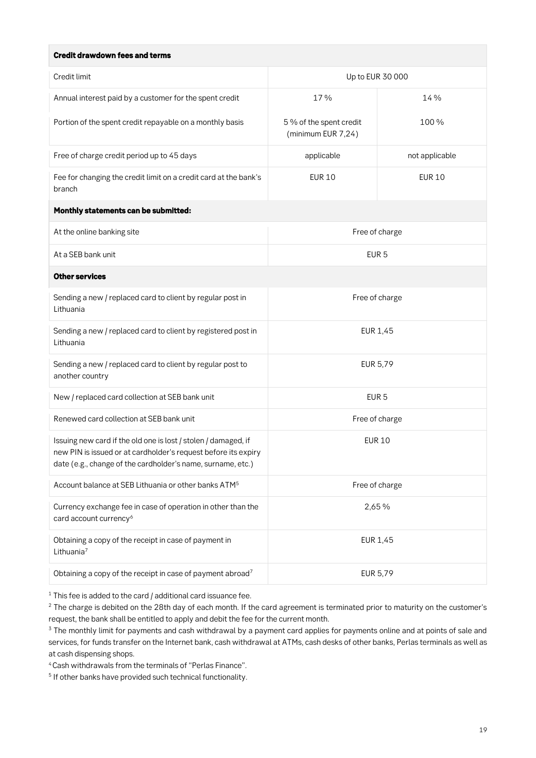| Credit drawdown fees and terms | | |
|---|---|---|
| Credit limit | Up to EUR 30 000 | |
| Annual interest paid by a customer for the spent credit | 17 % | 14 % |
| Portion of the spent credit repayable on a monthly basis | 5 % of the spent credit (minimum EUR 7,24) | 100 % |
| Free of charge credit period up to 45 days | applicable | not applicable |
| Fee for changing the credit limit on a credit card at the bank's branch | EUR 10 | EUR 10 |
| **Monthly statements can be submitted:** | | |
| At the online banking site | Free of charge | |
| At a SEB bank unit | EUR 5 | |
| **Other services** | | |
| Sending a new / replaced card to client by regular post in Lithuania | Free of charge | |
| Sending a new / replaced card to client by registered post in Lithuania | EUR 1,45 | |
| Sending a new / replaced card to client by regular post to another country | EUR 5,79 | |
| New / replaced card collection at SEB bank unit | EUR 5 | |
| Renewed card collection at SEB bank unit | Free of charge | |
| Issuing new card if the old one is lost / stolen / damaged, if new PIN is issued or at cardholder's request before its expiry date (e.g., change of the cardholder's name, surname, etc.) | EUR 10 | |
| Account balance at SEB Lithuania or other banks ATM[5] | Free of charge | |
| Currency exchange fee in case of operation in other than the card account currency[6] | 2,65 % | |
| Obtaining a copy of the receipt in case of payment in Lithuania[7] | EUR 1,45 | |
| Obtaining a copy of the receipt in case of payment abroad[7] | EUR 5,79 | |

[1] This fee is added to the card / additional card issuance fee.

[2] The charge is debited on the 28th day of each month. If the card agreement is terminated prior to maturity on the customer's request, the bank shall be entitled to apply and debit the fee for the current month.

[3] The monthly limit for payments and cash withdrawal by a payment card applies for payments online and at points of sale and services, for funds transfer on the Internet bank, cash withdrawal at ATMs, cash desks of other banks, Perlas terminals as well as at cash dispensing shops.

[4] Cash withdrawals from the terminals of "Perlas Finance".

[5] If other banks have provided such technical functionality.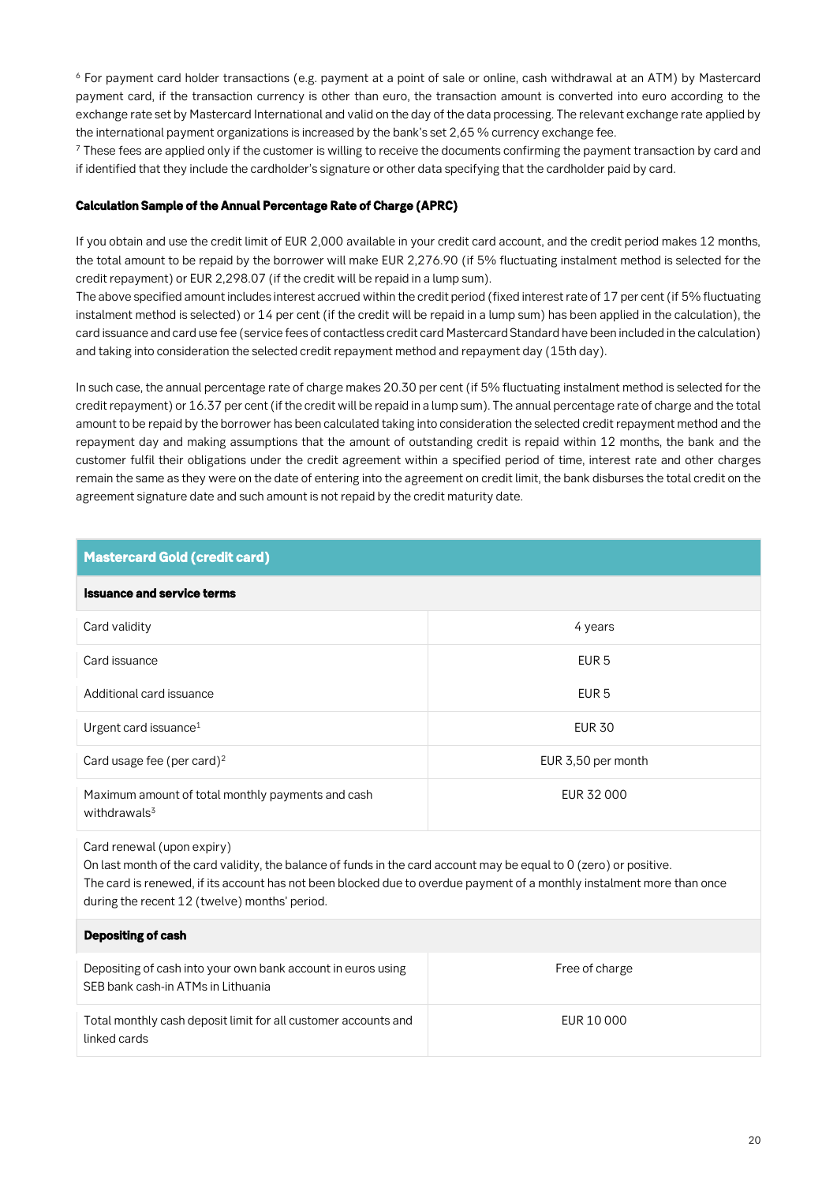[6] For payment card holder transactions (e.g. payment at a point of sale or online, cash withdrawal at an ATM) by Mastercard payment card, if the transaction currency is other than euro, the transaction amount is converted into euro according to the exchange rate set by Mastercard International and valid on the day of the data processing. The relevant exchange rate applied by the international payment organizations is increased by the bank's set 2,65 % currency exchange fee.

[7] These fees are applied only if the customer is willing to receive the documents confirming the payment transaction by card and if identified that they include the cardholder's signature or other data specifying that the cardholder paid by card.

**Calculation Sample of the Annual Percentage Rate of Charge (APRC)**

If you obtain and use the credit limit of EUR 2,000 available in your credit card account, and the credit period makes 12 months, the total amount to be repaid by the borrower will make EUR 2,276.90 (if 5% fluctuating instalment method is selected for the credit repayment) or EUR 2,298.07 (if the credit will be repaid in a lump sum).
The above specified amount includes interest accrued within the credit period (fixed interest rate of 17 per cent (if 5% fluctuating instalment method is selected) or 14 per cent (if the credit will be repaid in a lump sum) has been applied in the calculation), the card issuance and card use fee (service fees of contactless credit card Mastercard Standard have been included in the calculation) and taking into consideration the selected credit repayment method and repayment day (15th day).

In such case, the annual percentage rate of charge makes 20.30 per cent (if 5% fluctuating instalment method is selected for the credit repayment) or 16.37 per cent (if the credit will be repaid in a lump sum). The annual percentage rate of charge and the total amount to be repaid by the borrower has been calculated taking into consideration the selected credit repayment method and the repayment day and making assumptions that the amount of outstanding credit is repaid within 12 months, the bank and the customer fulfil their obligations under the credit agreement within a specified period of time, interest rate and other charges remain the same as they were on the date of entering into the agreement on credit limit, the bank disburses the total credit on the agreement signature date and such amount is not repaid by the credit maturity date.

| **Mastercard Gold (credit card)** | |
|---|---|
| **Issuance and service terms** | |
| Card validity | 4 years |
| Card issuance | EUR 5 |
| Additional card issuance | EUR 5 |
| Urgent card issuance[1] | EUR 30 |
| Card usage fee (per card)[2] | EUR 3,50 per month |
| Maximum amount of total monthly payments and cash withdrawals[3] | EUR 32 000 |
| Card renewal (upon expiry)<br>On last month of the card validity, the balance of funds in the card account may be equal to 0 (zero) or positive.<br>The card is renewed, if its account has not been blocked due to overdue payment of a monthly instalment more than once during the recent 12 (twelve) months' period. | |
| **Depositing of cash** | |
| Depositing of cash into your own bank account in euros using SEB bank cash-in ATMs in Lithuania | Free of charge |
| Total monthly cash deposit limit for all customer accounts and linked cards | EUR 10 000 |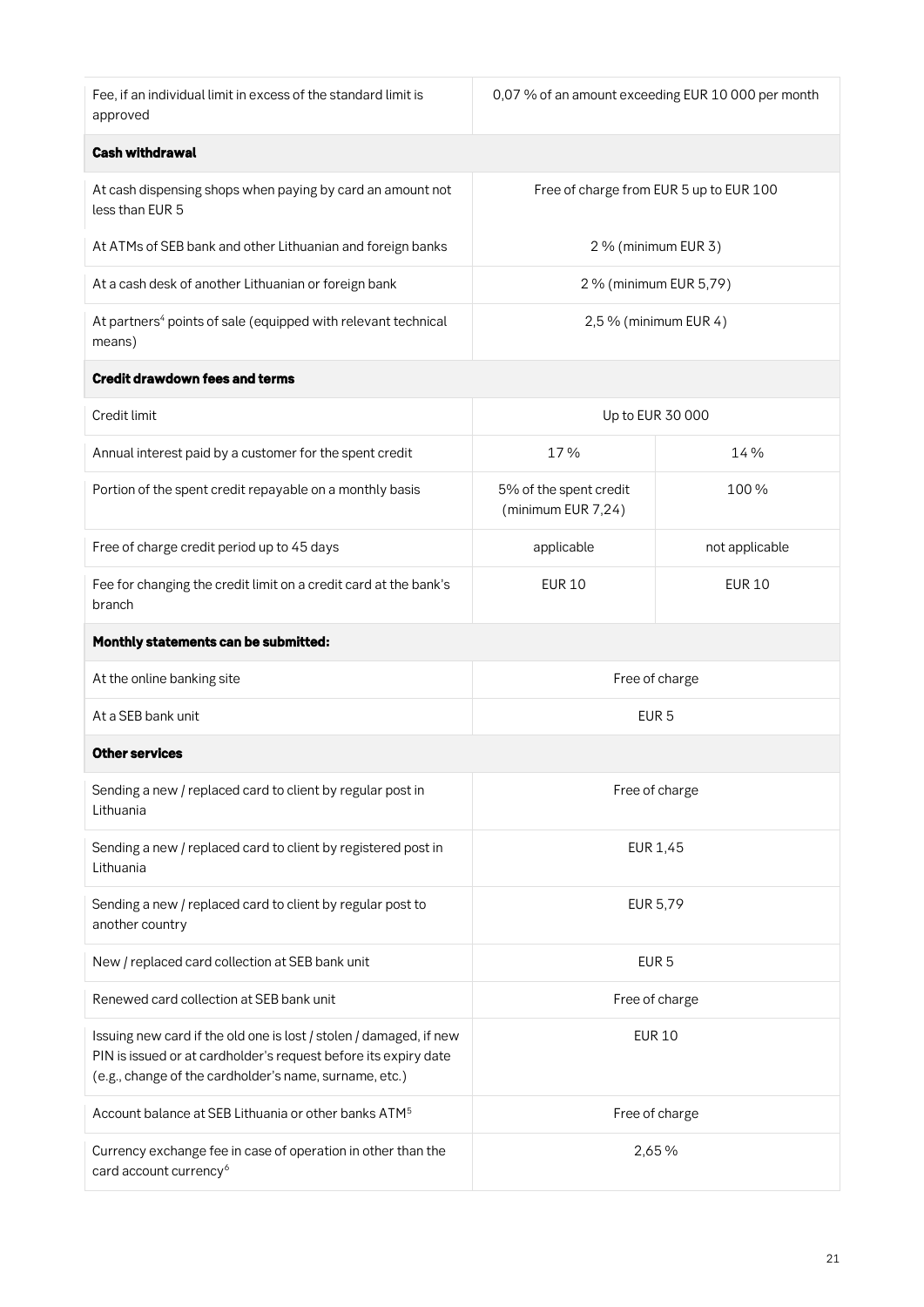| | | |
|---|---|---|
| Fee, if an individual limit in excess of the standard limit is approved | 0,07 % of an amount exceeding EUR 10 000 per month | |
| **Cash withdrawal** | | |
| At cash dispensing shops when paying by card an amount not less than EUR 5 | Free of charge from EUR 5 up to EUR 100 | |
| At ATMs of SEB bank and other Lithuanian and foreign banks | 2 % (minimum EUR 3) | |
| At a cash desk of another Lithuanian or foreign bank | 2 % (minimum EUR 5,79) | |
| At partners[4] points of sale (equipped with relevant technical means) | 2,5 % (minimum EUR 4) | |
| **Credit drawdown fees and terms** | | |
| Credit limit | Up to EUR 30 000 | |
| Annual interest paid by a customer for the spent credit | 17 % | 14 % |
| Portion of the spent credit repayable on a monthly basis | 5% of the spent credit (minimum EUR 7,24) | 100 % |
| Free of charge credit period up to 45 days | applicable | not applicable |
| Fee for changing the credit limit on a credit card at the bank's branch | EUR 10 | EUR 10 |
| **Monthly statements can be submitted:** | | |
| At the online banking site | Free of charge | |
| At a SEB bank unit | EUR 5 | |
| **Other services** | | |
| Sending a new / replaced card to client by regular post in Lithuania | Free of charge | |
| Sending a new / replaced card to client by registered post in Lithuania | EUR 1,45 | |
| Sending a new / replaced card to client by regular post to another country | EUR 5,79 | |
| New / replaced card collection at SEB bank unit | EUR 5 | |
| Renewed card collection at SEB bank unit | Free of charge | |
| Issuing new card if the old one is lost / stolen / damaged, if new PIN is issued or at cardholder's request before its expiry date (e.g., change of the cardholder's name, surname, etc.) | EUR 10 | |
| Account balance at SEB Lithuania or other banks ATM[5] | Free of charge | |
| Currency exchange fee in case of operation in other than the card account currency[6] | 2,65 % | |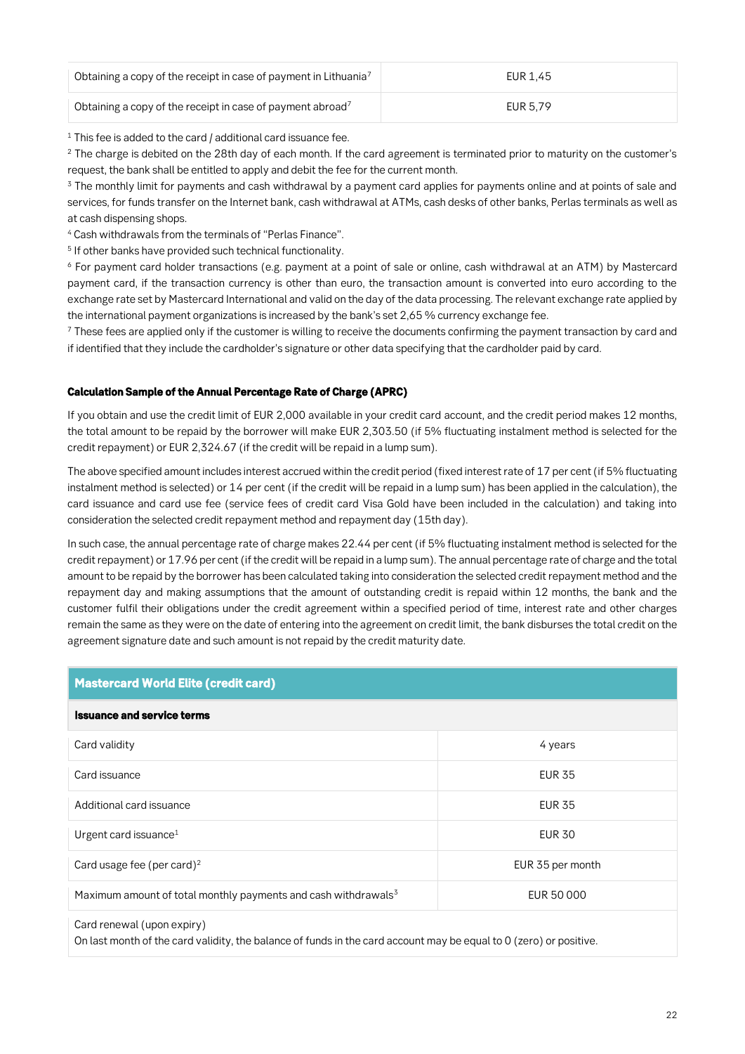| Obtaining a copy of the receipt in case of payment in Lithuania[7] | EUR 1,45 |
|---|---|
| Obtaining a copy of the receipt in case of payment abroad[7] | EUR 5,79 |

[1] This fee is added to the card / additional card issuance fee.

[2] The charge is debited on the 28th day of each month. If the card agreement is terminated prior to maturity on the customer's request, the bank shall be entitled to apply and debit the fee for the current month.

[3] The monthly limit for payments and cash withdrawal by a payment card applies for payments online and at points of sale and services, for funds transfer on the Internet bank, cash withdrawal at ATMs, cash desks of other banks, Perlas terminals as well as at cash dispensing shops.

[4] Cash withdrawals from the terminals of "Perlas Finance".

[5] If other banks have provided such technical functionality.

[6] For payment card holder transactions (e.g. payment at a point of sale or online, cash withdrawal at an ATM) by Mastercard payment card, if the transaction currency is other than euro, the transaction amount is converted into euro according to the exchange rate set by Mastercard International and valid on the day of the data processing. The relevant exchange rate applied by the international payment organizations is increased by the bank's set 2,65 % currency exchange fee.

[7] These fees are applied only if the customer is willing to receive the documents confirming the payment transaction by card and if identified that they include the cardholder's signature or other data specifying that the cardholder paid by card.

**Calculation Sample of the Annual Percentage Rate of Charge (APRC)**

If you obtain and use the credit limit of EUR 2,000 available in your credit card account, and the credit period makes 12 months, the total amount to be repaid by the borrower will make EUR 2,303.50 (if 5% fluctuating instalment method is selected for the credit repayment) or EUR 2,324.67 (if the credit will be repaid in a lump sum).

The above specified amount includes interest accrued within the credit period (fixed interest rate of 17 per cent (if 5% fluctuating instalment method is selected) or 14 per cent (if the credit will be repaid in a lump sum) has been applied in the calculation), the card issuance and card use fee (service fees of credit card Visa Gold have been included in the calculation) and taking into consideration the selected credit repayment method and repayment day (15th day).

In such case, the annual percentage rate of charge makes 22.44 per cent (if 5% fluctuating instalment method is selected for the credit repayment) or 17.96 per cent (if the credit will be repaid in a lump sum). The annual percentage rate of charge and the total amount to be repaid by the borrower has been calculated taking into consideration the selected credit repayment method and the repayment day and making assumptions that the amount of outstanding credit is repaid within 12 months, the bank and the customer fulfil their obligations under the credit agreement within a specified period of time, interest rate and other charges remain the same as they were on the date of entering into the agreement on credit limit, the bank disburses the total credit on the agreement signature date and such amount is not repaid by the credit maturity date.

| **Mastercard World Elite (credit card)** | |
|---|---|
| **Issuance and service terms** | |
| Card validity | 4 years |
| Card issuance | EUR 35 |
| Additional card issuance | EUR 35 |
| Urgent card issuance[1] | EUR 30 |
| Card usage fee (per card)[2] | EUR 35 per month |
| Maximum amount of total monthly payments and cash withdrawals[3] | EUR 50 000 |
| Card renewal (upon expiry)<br>On last month of the card validity, the balance of funds in the card account may be equal to 0 (zero) or positive. | |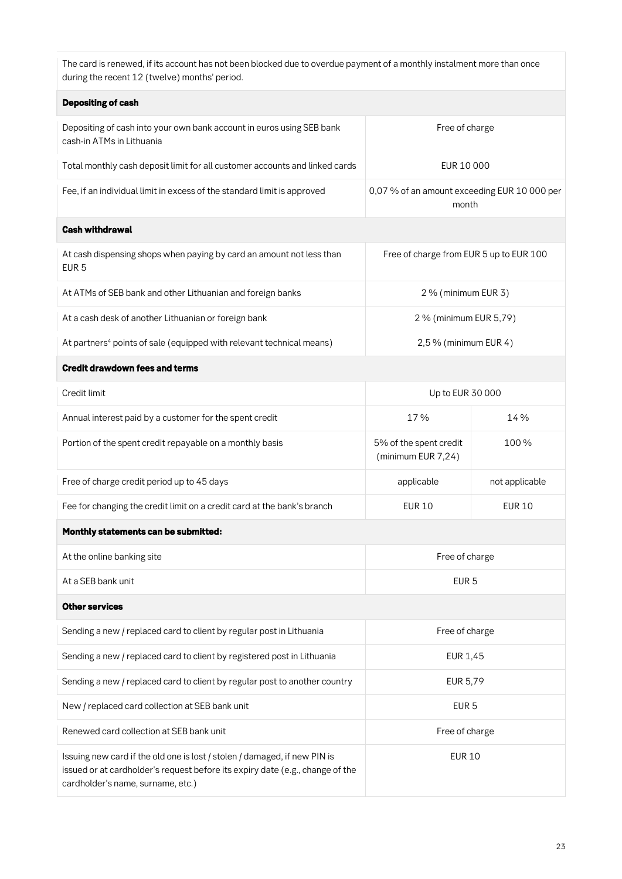| The card is renewed, if its account has not been blocked due to overdue payment of a monthly instalment more than once during the recent 12 (twelve) months' period. | | |
|---|---|---|
| **Depositing of cash** | | |
| Depositing of cash into your own bank account in euros using SEB bank cash-in ATMs in Lithuania | Free of charge | |
| Total monthly cash deposit limit for all customer accounts and linked cards | EUR 10 000 | |
| Fee, if an individual limit in excess of the standard limit is approved | 0,07 % of an amount exceeding EUR 10 000 per month | |
| **Cash withdrawal** | | |
| At cash dispensing shops when paying by card an amount not less than EUR 5 | Free of charge from EUR 5 up to EUR 100 | |
| At ATMs of SEB bank and other Lithuanian and foreign banks | 2 % (minimum EUR 3) | |
| At a cash desk of another Lithuanian or foreign bank | 2 % (minimum EUR 5,79) | |
| At partners[4] points of sale (equipped with relevant technical means) | 2,5 % (minimum EUR 4) | |
| **Credit drawdown fees and terms** | | |
| Credit limit | Up to EUR 30 000 | |
| Annual interest paid by a customer for the spent credit | 17 % | 14 % |
| Portion of the spent credit repayable on a monthly basis | 5% of the spent credit (minimum EUR 7,24) | 100 % |
| Free of charge credit period up to 45 days | applicable | not applicable |
| Fee for changing the credit limit on a credit card at the bank's branch | EUR 10 | EUR 10 |
| **Monthly statements can be submitted:** | | |
| At the online banking site | Free of charge | |
| At a SEB bank unit | EUR 5 | |
| **Other services** | | |
| Sending a new / replaced card to client by regular post in Lithuania | Free of charge | |
| Sending a new / replaced card to client by registered post in Lithuania | EUR 1,45 | |
| Sending a new / replaced card to client by regular post to another country | EUR 5,79 | |
| New / replaced card collection at SEB bank unit | EUR 5 | |
| Renewed card collection at SEB bank unit | Free of charge | |
| Issuing new card if the old one is lost / stolen / damaged, if new PIN is issued or at cardholder's request before its expiry date (e.g., change of the cardholder's name, surname, etc.) | EUR 10 | |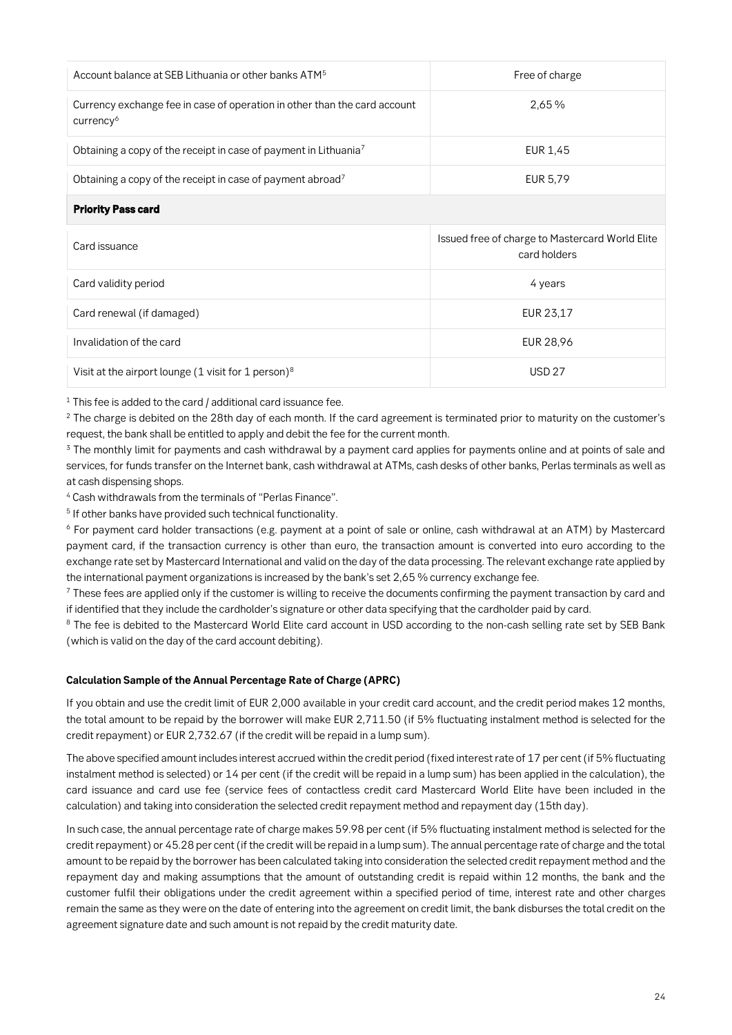| | |
|---|---|
| Account balance at SEB Lithuania or other banks ATM[5] | Free of charge |
| Currency exchange fee in case of operation in other than the card account currency[6] | 2,65 % |
| Obtaining a copy of the receipt in case of payment in Lithuania[7] | EUR 1,45 |
| Obtaining a copy of the receipt in case of payment abroad[7] | EUR 5,79 |
| **Priority Pass card** | |
| Card issuance | Issued free of charge to Mastercard World Elite card holders |
| Card validity period | 4 years |
| Card renewal (if damaged) | EUR 23,17 |
| Invalidation of the card | EUR 28,96 |
| Visit at the airport lounge (1 visit for 1 person)[8] | USD 27 |

[1] This fee is added to the card / additional card issuance fee.

[2] The charge is debited on the 28th day of each month. If the card agreement is terminated prior to maturity on the customer's request, the bank shall be entitled to apply and debit the fee for the current month.

[3] The monthly limit for payments and cash withdrawal by a payment card applies for payments online and at points of sale and services, for funds transfer on the Internet bank, cash withdrawal at ATMs, cash desks of other banks, Perlas terminals as well as at cash dispensing shops.

[4] Cash withdrawals from the terminals of "Perlas Finance".

[5] If other banks have provided such technical functionality.

[6] For payment card holder transactions (e.g. payment at a point of sale or online, cash withdrawal at an ATM) by Mastercard payment card, if the transaction currency is other than euro, the transaction amount is converted into euro according to the exchange rate set by Mastercard International and valid on the day of the data processing. The relevant exchange rate applied by the international payment organizations is increased by the bank's set 2,65 % currency exchange fee.

[7] These fees are applied only if the customer is willing to receive the documents confirming the payment transaction by card and if identified that they include the cardholder's signature or other data specifying that the cardholder paid by card.

[8] The fee is debited to the Mastercard World Elite card account in USD according to the non-cash selling rate set by SEB Bank (which is valid on the day of the card account debiting).

**Calculation Sample of the Annual Percentage Rate of Charge (APRC)**

If you obtain and use the credit limit of EUR 2,000 available in your credit card account, and the credit period makes 12 months, the total amount to be repaid by the borrower will make EUR 2,711.50 (if 5% fluctuating instalment method is selected for the credit repayment) or EUR 2,732.67 (if the credit will be repaid in a lump sum).

The above specified amount includes interest accrued within the credit period (fixed interest rate of 17 per cent (if 5% fluctuating instalment method is selected) or 14 per cent (if the credit will be repaid in a lump sum) has been applied in the calculation), the card issuance and card use fee (service fees of contactless credit card Mastercard World Elite have been included in the calculation) and taking into consideration the selected credit repayment method and repayment day (15th day).

In such case, the annual percentage rate of charge makes 59.98 per cent (if 5% fluctuating instalment method is selected for the credit repayment) or 45.28 per cent (if the credit will be repaid in a lump sum). The annual percentage rate of charge and the total amount to be repaid by the borrower has been calculated taking into consideration the selected credit repayment method and the repayment day and making assumptions that the amount of outstanding credit is repaid within 12 months, the bank and the customer fulfil their obligations under the credit agreement within a specified period of time, interest rate and other charges remain the same as they were on the date of entering into the agreement on credit limit, the bank disburses the total credit on the agreement signature date and such amount is not repaid by the credit maturity date.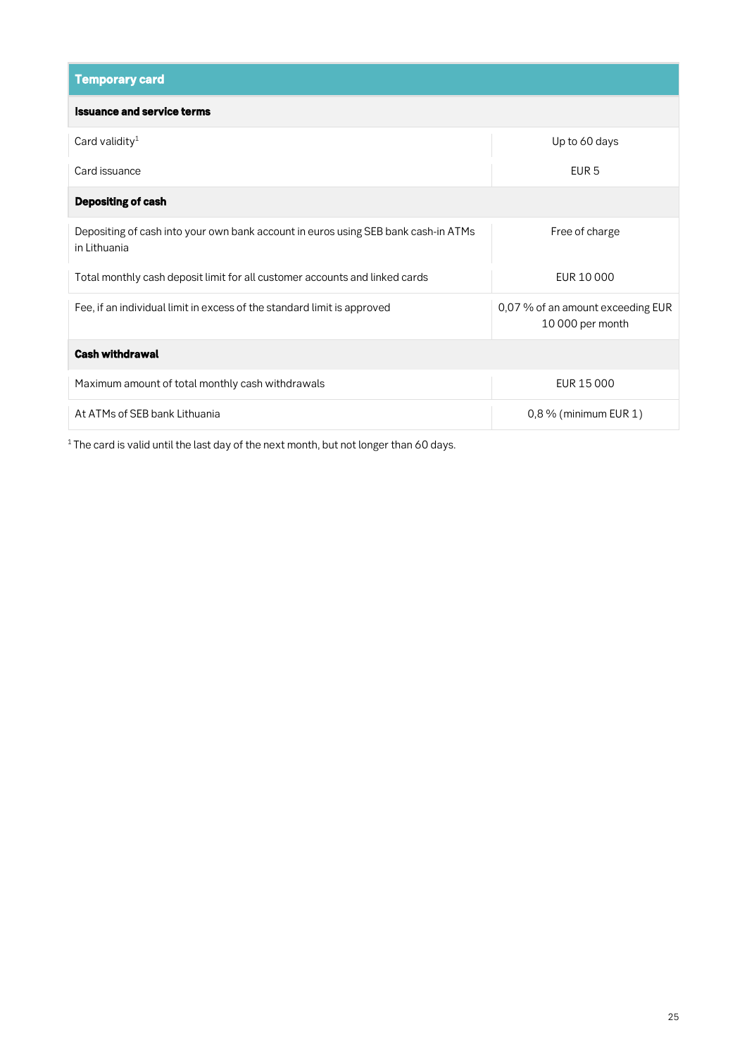| Temporary card | |
|---|---|
| **Issuance and service terms** | |
| Card validity[1] | Up to 60 days |
| Card issuance | EUR 5 |
| **Depositing of cash** | |
| Depositing of cash into your own bank account in euros using SEB bank cash-in ATMs in Lithuania | Free of charge |
| Total monthly cash deposit limit for all customer accounts and linked cards | EUR 10 000 |
| Fee, if an individual limit in excess of the standard limit is approved | 0,07 % of an amount exceeding EUR 10 000 per month |
| **Cash withdrawal** | |
| Maximum amount of total monthly cash withdrawals | EUR 15 000 |
| At ATMs of SEB bank Lithuania | 0,8 % (minimum EUR 1) |

[1] The card is valid until the last day of the next month, but not longer than 60 days.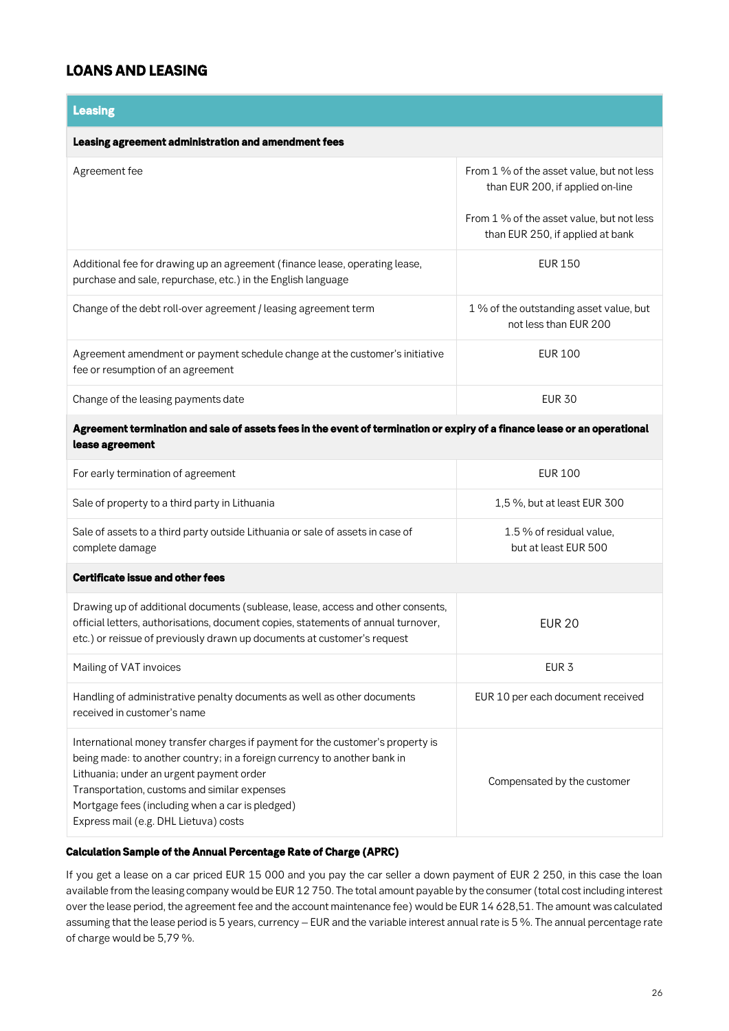## LOANS AND LEASING

| Leasing | |
|---|---|
| **Leasing agreement administration and amendment fees** | |
| Agreement fee | From 1 % of the asset value, but not less than EUR 200, if applied on-line<br><br>From 1 % of the asset value, but not less than EUR 250, if applied at bank |
| Additional fee for drawing up an agreement (finance lease, operating lease, purchase and sale, repurchase, etc.) in the English language | EUR 150 |
| Change of the debt roll-over agreement / leasing agreement term | 1 % of the outstanding asset value, but not less than EUR 200 |
| Agreement amendment or payment schedule change at the customer's initiative fee or resumption of an agreement | EUR 100 |
| Change of the leasing payments date | EUR 30 |
| **Agreement termination and sale of assets fees in the event of termination or expiry of a finance lease or an operational lease agreement** | |
| For early termination of agreement | EUR 100 |
| Sale of property to a third party in Lithuania | 1,5 %, but at least EUR 300 |
| Sale of assets to a third party outside Lithuania or sale of assets in case of complete damage | 1.5 % of residual value, but at least EUR 500 |
| **Certificate issue and other fees** | |
| Drawing up of additional documents (sublease, lease, access and other consents, official letters, authorisations, document copies, statements of annual turnover, etc.) or reissue of previously drawn up documents at customer's request | EUR 20 |
| Mailing of VAT invoices | EUR 3 |
| Handling of administrative penalty documents as well as other documents received in customer's name | EUR 10 per each document received |
| International money transfer charges if payment for the customer's property is being made: to another country; in a foreign currency to another bank in Lithuania; under an urgent payment order<br>Transportation, customs and similar expenses<br>Mortgage fees (including when a car is pledged)<br>Express mail (e.g. DHL Lietuva) costs | Compensated by the customer |

**Calculation Sample of the Annual Percentage Rate of Charge (APRC)**

If you get a lease on a car priced EUR 15 000 and you pay the car seller a down payment of EUR 2 250, in this case the loan available from the leasing company would be EUR 12 750. The total amount payable by the consumer (total cost including interest over the lease period, the agreement fee and the account maintenance fee) would be EUR 14 628,51. The amount was calculated assuming that the lease period is 5 years, currency – EUR and the variable interest annual rate is 5 %. The annual percentage rate of charge would be 5,79 %.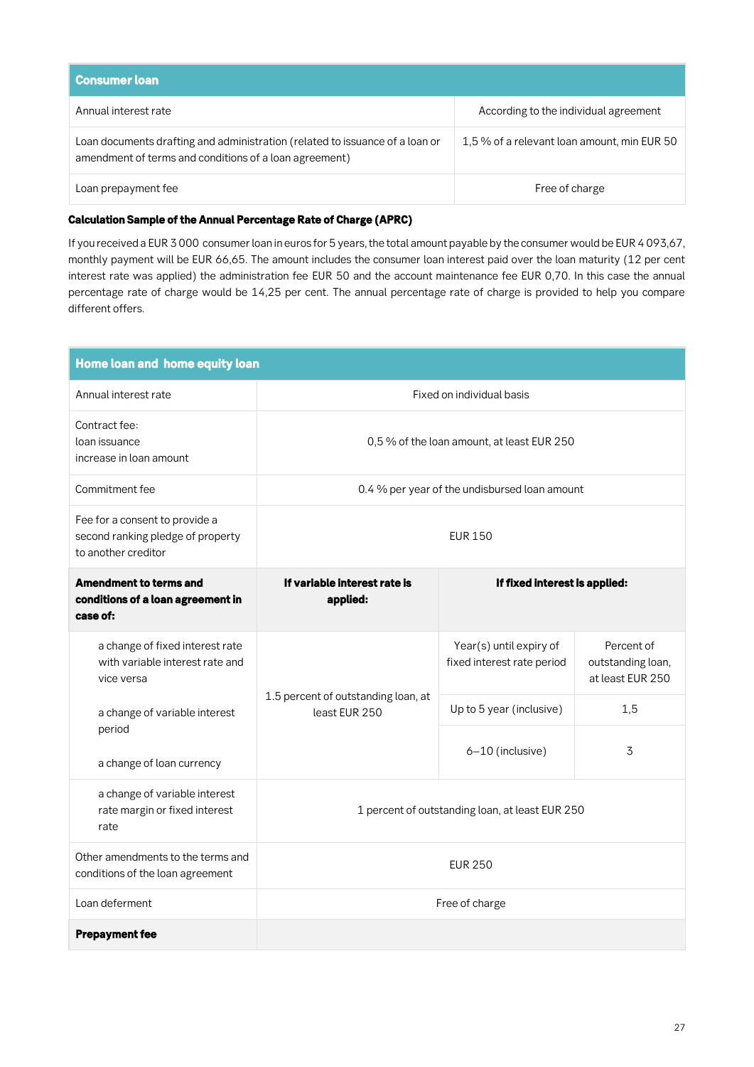| Consumer loan | |
|---|---|
| Annual interest rate | According to the individual agreement |
| Loan documents drafting and administration (related to issuance of a loan or amendment of terms and conditions of a loan agreement) | 1,5 % of a relevant loan amount, min EUR 50 |
| Loan prepayment fee | Free of charge |

**Calculation Sample of the Annual Percentage Rate of Charge (APRC)**

If you received a EUR 3 000 consumer loan in euros for 5 years, the total amount payable by the consumer would be EUR 4 093,67, monthly payment will be EUR 66,65. The amount includes the consumer loan interest paid over the loan maturity (12 per cent interest rate was applied) the administration fee EUR 50 and the account maintenance fee EUR 0,70. In this case the annual percentage rate of charge would be 14,25 per cent. The annual percentage rate of charge is provided to help you compare different offers.

| Home loan and home equity loan | | | |
|---|---|---|---|
| Annual interest rate | Fixed on individual basis | | |
| Contract fee:<br>loan issuance<br>increase in loan amount | 0,5 % of the loan amount, at least EUR 250 | | |
| Commitment fee | 0.4 % per year of the undisbursed loan amount | | |
| Fee for a consent to provide a second ranking pledge of property to another creditor | EUR 150 | | |
| **Amendment to terms and conditions of a loan agreement in case of:** | **If variable interest rate is applied:** | **If fixed interest is applied:** | |
| a change of fixed interest rate with variable interest rate and vice versa<br><br>a change of variable interest period<br><br>a change of loan currency | 1.5 percent of outstanding loan, at least EUR 250 | Year(s) until expiry of fixed interest rate period | Percent of outstanding loan, at least EUR 250 |
| | | Up to 5 year (inclusive) | 1,5 |
| | | 6–10 (inclusive) | 3 |
| a change of variable interest rate margin or fixed interest rate | 1 percent of outstanding loan, at least EUR 250 | | |
| Other amendments to the terms and conditions of the loan agreement | EUR 250 | | |
| Loan deferment | Free of charge | | |
| **Prepayment fee** | | | |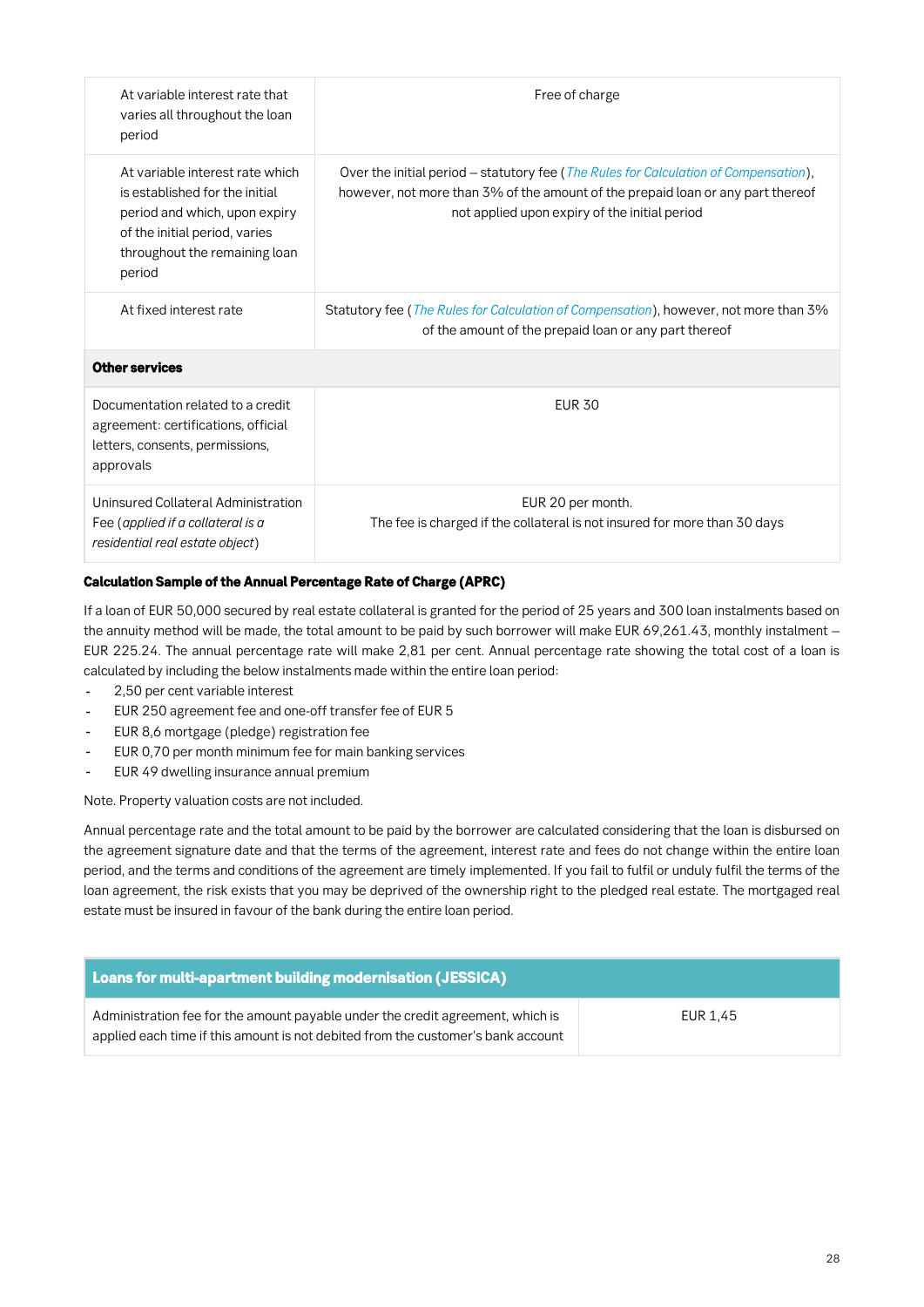| | |
|---|---|
| At variable interest rate that varies all throughout the loan period | Free of charge |
| At variable interest rate which is established for the initial period and which, upon expiry of the initial period, varies throughout the remaining loan period | Over the initial period – statutory fee ( *The Rules for Calculation of Compensation*), however, not more than 3% of the amount of the prepaid loan or any part thereof not applied upon expiry of the initial period |
| At fixed interest rate | Statutory fee ( *The Rules for Calculation of Compensation*), however, not more than 3% of the amount of the prepaid loan or any part thereof |
| **Other services** | |
| Documentation related to a credit agreement: certifications, official letters, consents, permissions, approvals | EUR 30 |
| Uninsured Collateral Administration Fee (*applied if a collateral is a residential real estate object*) | EUR 20 per month. The fee is charged if the collateral is not insured for more than 30 days |

**Calculation Sample of the Annual Percentage Rate of Charge (APRC)**

If a loan of EUR 50,000 secured by real estate collateral is granted for the period of 25 years and 300 loan instalments based on the annuity method will be made, the total amount to be paid by such borrower will make EUR 69,261.43, monthly instalment – EUR 225.24. The annual percentage rate will make 2,81 per cent. Annual percentage rate showing the total cost of a loan is calculated by including the below instalments made within the entire loan period:

- 2,50 per cent variable interest
- EUR 250 agreement fee and one-off transfer fee of EUR 5
- EUR 8,6 mortgage (pledge) registration fee
- EUR 0,70 per month minimum fee for main banking services
- EUR 49 dwelling insurance annual premium

Note. Property valuation costs are not included.

Annual percentage rate and the total amount to be paid by the borrower are calculated considering that the loan is disbursed on the agreement signature date and that the terms of the agreement, interest rate and fees do not change within the entire loan period, and the terms and conditions of the agreement are timely implemented. If you fail to fulfil or unduly fulfil the terms of the loan agreement, the risk exists that you may be deprived of the ownership right to the pledged real estate. The mortgaged real estate must be insured in favour of the bank during the entire loan period.

| **Loans for multi-apartment building modernisation (JESSICA)** | |
|---|---|
| Administration fee for the amount payable under the credit agreement, which is applied each time if this amount is not debited from the customer's bank account | EUR 1,45 |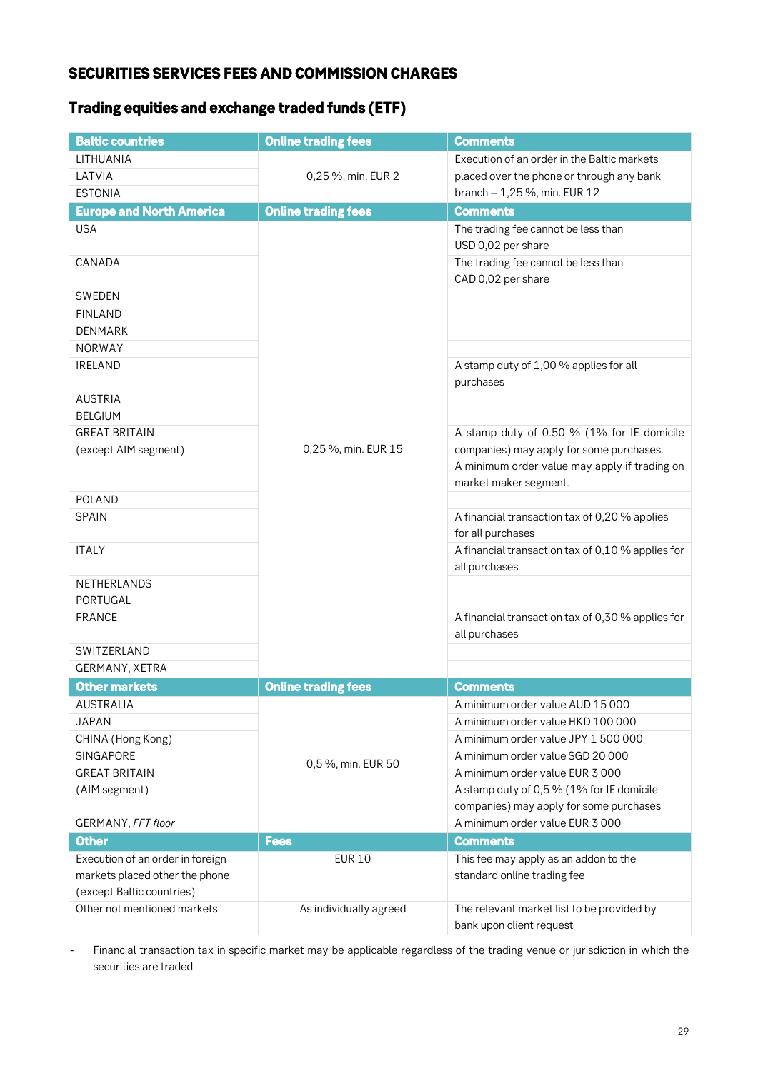## SECURITIES SERVICES FEES AND COMMISSION CHARGES

### Trading equities and exchange traded funds (ETF)

| Baltic countries | Online trading fees | Comments |
|---|---|---|
| LITHUANIA | 0,25 %, min. EUR 2 | Execution of an order in the Baltic markets placed over the phone or through any bank branch – 1,25 %, min. EUR 12 |
| LATVIA | | |
| ESTONIA | | |
| **Europe and North America** | **Online trading fees** | **Comments** |
| USA | 0,25 %, min. EUR 15 | The trading fee cannot be less than USD 0,02 per share |
| CANADA | | The trading fee cannot be less than CAD 0,02 per share |
| SWEDEN | | |
| FINLAND | | |
| DENMARK | | |
| NORWAY | | |
| IRELAND | | A stamp duty of 1,00 % applies for all purchases |
| AUSTRIA | | |
| BELGIUM | | |
| GREAT BRITAIN (except AIM segment) | | A stamp duty of 0.50 % (1% for IE domicile companies) may apply for some purchases. A minimum order value may apply if trading on market maker segment. |
| POLAND | | |
| SPAIN | | A financial transaction tax of 0,20 % applies for all purchases |
| ITALY | | A financial transaction tax of 0,10 % applies for all purchases |
| NETHERLANDS | | |
| PORTUGAL | | |
| FRANCE | | A financial transaction tax of 0,30 % applies for all purchases |
| SWITZERLAND | | |
| GERMANY, XETRA | | |
| **Other markets** | **Online trading fees** | **Comments** |
| AUSTRALIA | 0,5 %, min. EUR 50 | A minimum order value AUD 15 000 |
| JAPAN | | A minimum order value HKD 100 000 |
| CHINA (Hong Kong) | | A minimum order value JPY 1 500 000 |
| SINGAPORE | | A minimum order value SGD 20 000 |
| GREAT BRITAIN (AIM segment) | | A minimum order value EUR 3 000<br>A stamp duty of 0,5 % (1% for IE domicile companies) may apply for some purchases |
| GERMANY, *FFT floor* | | A minimum order value EUR 3 000 |
| **Other** | **Fees** | **Comments** |
| Execution of an order in foreign markets placed other the phone (except Baltic countries) | EUR 10 | This fee may apply as an addon to the standard online trading fee |
| Other not mentioned markets | As individually agreed | The relevant market list to be provided by bank upon client request |

- Financial transaction tax in specific market may be applicable regardless of the trading venue or jurisdiction in which the securities are traded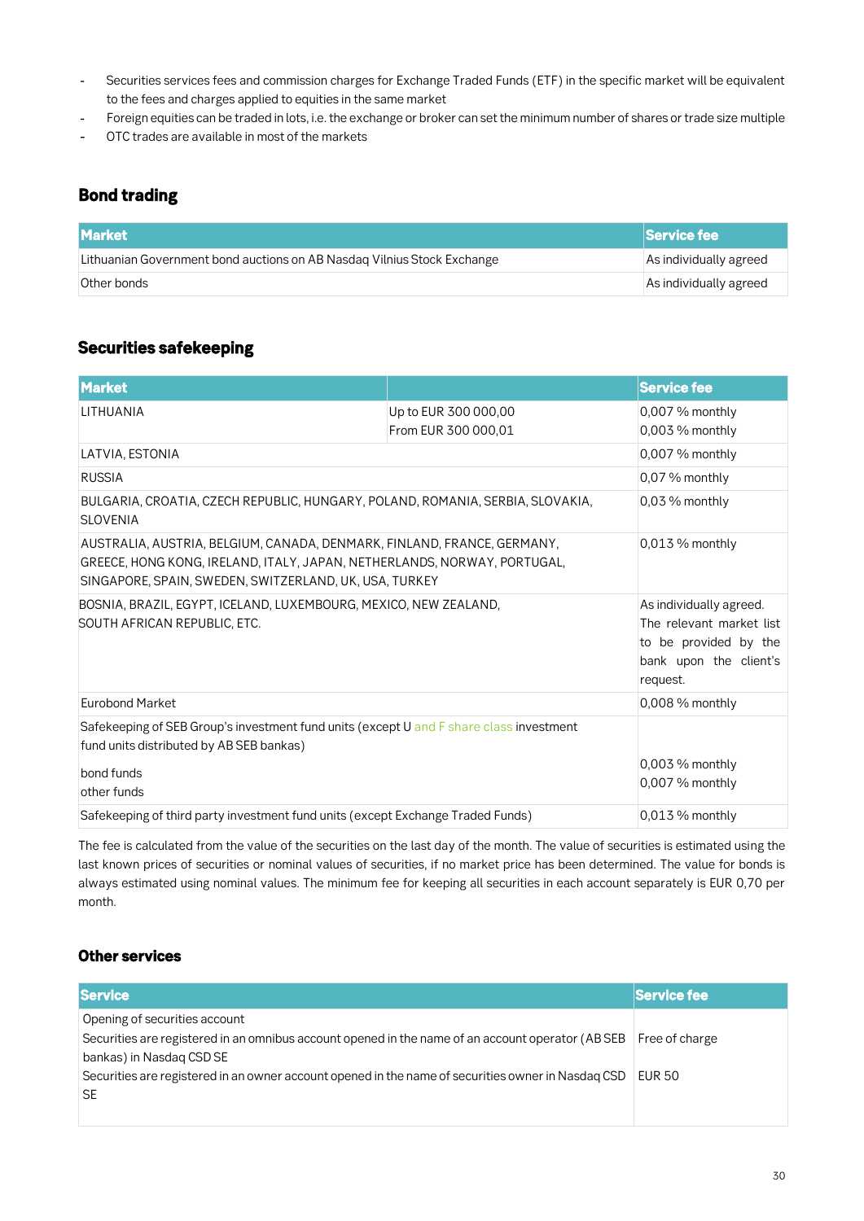- Securities services fees and commission charges for Exchange Traded Funds (ETF) in the specific market will be equivalent to the fees and charges applied to equities in the same market
- Foreign equities can be traded in lots, i.e. the exchange or broker can set the minimum number of shares or trade size multiple
- OTC trades are available in most of the markets

## Bond trading

| Market | Service fee |
|---|---|
| Lithuanian Government bond auctions on AB Nasdaq Vilnius Stock Exchange | As individually agreed |
| Other bonds | As individually agreed |

## Securities safekeeping

| Market | | Service fee |
|---|---|---|
| LITHUANIA | Up to EUR 300 000,00<br>From EUR 300 000,01 | 0,007 % monthly<br>0,003 % monthly |
| LATVIA, ESTONIA | | 0,007 % monthly |
| RUSSIA | | 0,07 % monthly |
| BULGARIA, CROATIA, CZECH REPUBLIC, HUNGARY, POLAND, ROMANIA, SERBIA, SLOVAKIA, SLOVENIA | | 0,03 % monthly |
| AUSTRALIA, AUSTRIA, BELGIUM, CANADA, DENMARK, FINLAND, FRANCE, GERMANY, GREECE, HONG KONG, IRELAND, ITALY, JAPAN, NETHERLANDS, NORWAY, PORTUGAL, SINGAPORE, SPAIN, SWEDEN, SWITZERLAND, UK, USA, TURKEY | | 0,013 % monthly |
| BOSNIA, BRAZIL, EGYPT, ICELAND, LUXEMBOURG, MEXICO, NEW ZEALAND, SOUTH AFRICAN REPUBLIC, ETC. | | As individually agreed. The relevant market list to be provided by the bank upon the client's request. |
| Eurobond Market | | 0,008 % monthly |
| Safekeeping of SEB Group's investment fund units (except U and F share class investment fund units distributed by AB SEB bankas)<br>bond funds<br>other funds | | <br>0,003 % monthly<br>0,007 % monthly |
| Safekeeping of third party investment fund units (except Exchange Traded Funds) | | 0,013 % monthly |

The fee is calculated from the value of the securities on the last day of the month. The value of securities is estimated using the last known prices of securities or nominal values of securities, if no market price has been determined. The value for bonds is always estimated using nominal values. The minimum fee for keeping all securities in each account separately is EUR 0,70 per month.

## Other services

| Service | Service fee |
|---|---|
| Opening of securities account<br>Securities are registered in an omnibus account opened in the name of an account operator (AB SEB bankas) in Nasdaq CSD SE<br>Securities are registered in an owner account opened in the name of securities owner in Nasdaq CSD SE | <br>Free of charge<br>EUR 50 |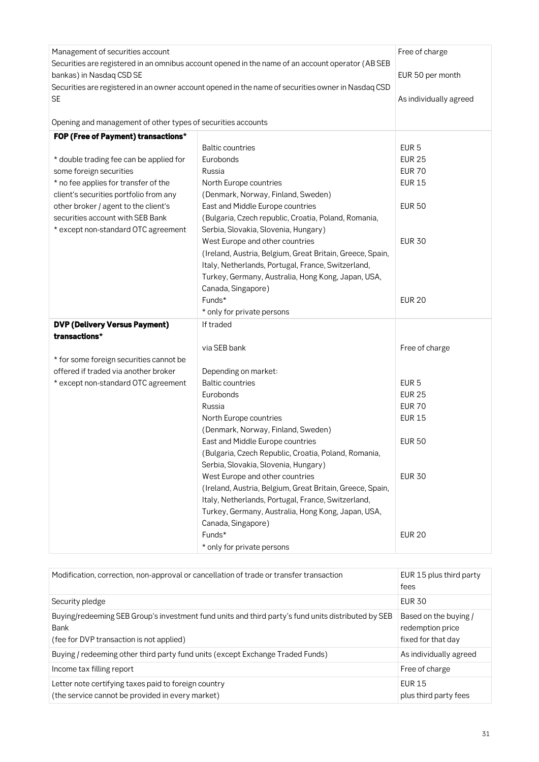| | | |
|---|---|---|
| Management of securities account<br>Securities are registered in an omnibus account opened in the name of an account operator (AB SEB bankas) in Nasdaq CSD SE<br>Securities are registered in an owner account opened in the name of securities owner in Nasdaq CSD SE<br><br>Opening and management of other types of securities accounts | | Free of charge<br><br>EUR 50 per month<br><br>As individually agreed |
| **FOP (Free of Payment) transactions***<br><br>* double trading fee can be applied for some foreign securities<br>* no fee applies for transfer of the client's securities portfolio from any other broker / agent to the client's securities account with SEB Bank<br>* except non-standard OTC agreement | Baltic countries | EUR 5 |
| | Eurobonds | EUR 25 |
| | Russia | EUR 70 |
| | North Europe countries (Denmark, Norway, Finland, Sweden) | EUR 15 |
| | East and Middle Europe countries (Bulgaria, Czech republic, Croatia, Poland, Romania, Serbia, Slovakia, Slovenia, Hungary) | EUR 50 |
| | West Europe and other countries (Ireland, Austria, Belgium, Great Britain, Greece, Spain, Italy, Netherlands, Portugal, France, Switzerland, Turkey, Germany, Australia, Hong Kong, Japan, USA, Canada, Singapore) | EUR 30 |
| | Funds*<br>* only for private persons | EUR 20 |
| **DVP (Delivery Versus Payment) transactions***<br><br>* for some foreign securities cannot be offered if traded via another broker<br>* except non-standard OTC agreement | If traded<br><br>via SEB bank | Free of charge |
| | Depending on market:<br>Baltic countries | EUR 5 |
| | Eurobonds | EUR 25 |
| | Russia | EUR 70 |
| | North Europe countries (Denmark, Norway, Finland, Sweden) | EUR 15 |
| | East and Middle Europe countries (Bulgaria, Czech Republic, Croatia, Poland, Romania, Serbia, Slovakia, Slovenia, Hungary) | EUR 50 |
| | West Europe and other countries (Ireland, Austria, Belgium, Great Britain, Greece, Spain, Italy, Netherlands, Portugal, France, Switzerland, Turkey, Germany, Australia, Hong Kong, Japan, USA, Canada, Singapore) | EUR 30 |
| | Funds*<br>* only for private persons | EUR 20 |

| | |
|---|---|
| Modification, correction, non-approval or cancellation of trade or transfer transaction | EUR 15 plus third party fees |
| Security pledge | EUR 30 |
| Buying/redeeming SEB Group's investment fund units and third party's fund units distributed by SEB Bank<br>(fee for DVP transaction is not applied) | Based on the buying / redemption price fixed for that day |
| Buying / redeeming other third party fund units (except Exchange Traded Funds) | As individually agreed |
| Income tax filling report | Free of charge |
| Letter note certifying taxes paid to foreign country<br>(the service cannot be provided in every market) | EUR 15<br>plus third party fees |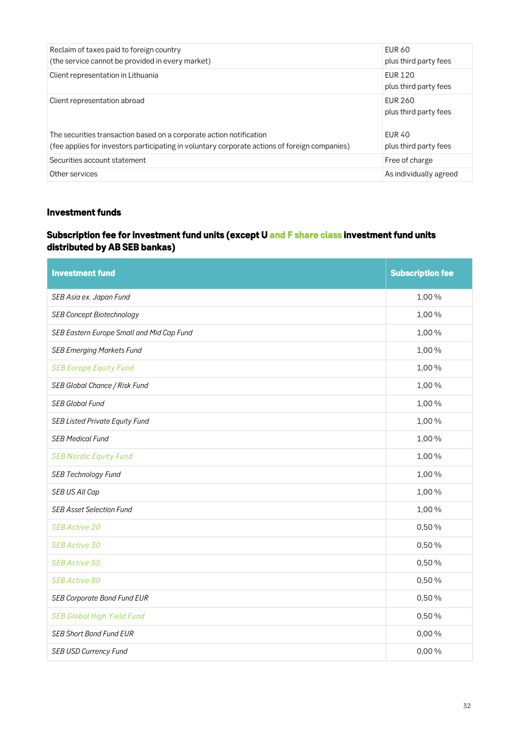| | |
|---|---|
| Reclaim of taxes paid to foreign country<br>(the service cannot be provided in every market) | EUR 60<br>plus third party fees |
| Client representation in Lithuania | EUR 120<br>plus third party fees |
| Client representation abroad<br><br>The securities transaction based on a corporate action notification<br>(fee applies for investors participating in voluntary corporate actions of foreign companies) | EUR 260<br>plus third party fees<br><br>EUR 40<br>plus third party fees |
| Securities account statement | Free of charge |
| Other services | As individually agreed |

## Investment funds

### Subscription fee for investment fund units (except U and F share class investment fund units distributed by AB SEB bankas)

| Investment fund | Subscription fee |
|---|---|
| *SEB Asia ex. Japan Fund* | 1,00 % |
| *SEB Concept Biotechnology* | 1,00 % |
| *SEB Eastern Europe Small and Mid Cap Fund* | 1,00 % |
| *SEB Emerging Markets Fund* | 1,00 % |
| *SEB Europe Equity Fund* | 1,00 % |
| *SEB Global Chance / Risk Fund* | 1,00 % |
| *SEB Global Fund* | 1,00 % |
| *SEB Listed Private Equity Fund* | 1,00 % |
| *SEB Medical Fund* | 1,00 % |
| *SEB Nordic Equity Fund* | 1,00 % |
| *SEB Technology Fund* | 1,00 % |
| *SEB US All Cap* | 1,00 % |
| *SEB Asset Selection Fund* | 1,00 % |
| *SEB Active 20* | 0,50 % |
| *SEB Active 30* | 0,50 % |
| *SEB Active 55* | 0,50 % |
| *SEB Active 80* | 0,50 % |
| *SEB Corporate Bond Fund EUR* | 0,50 % |
| *SEB Global High Yield Fund* | 0,50 % |
| *SEB Short Bond Fund EUR* | 0,00 % |
| *SEB USD Currency Fund* | 0,00 % |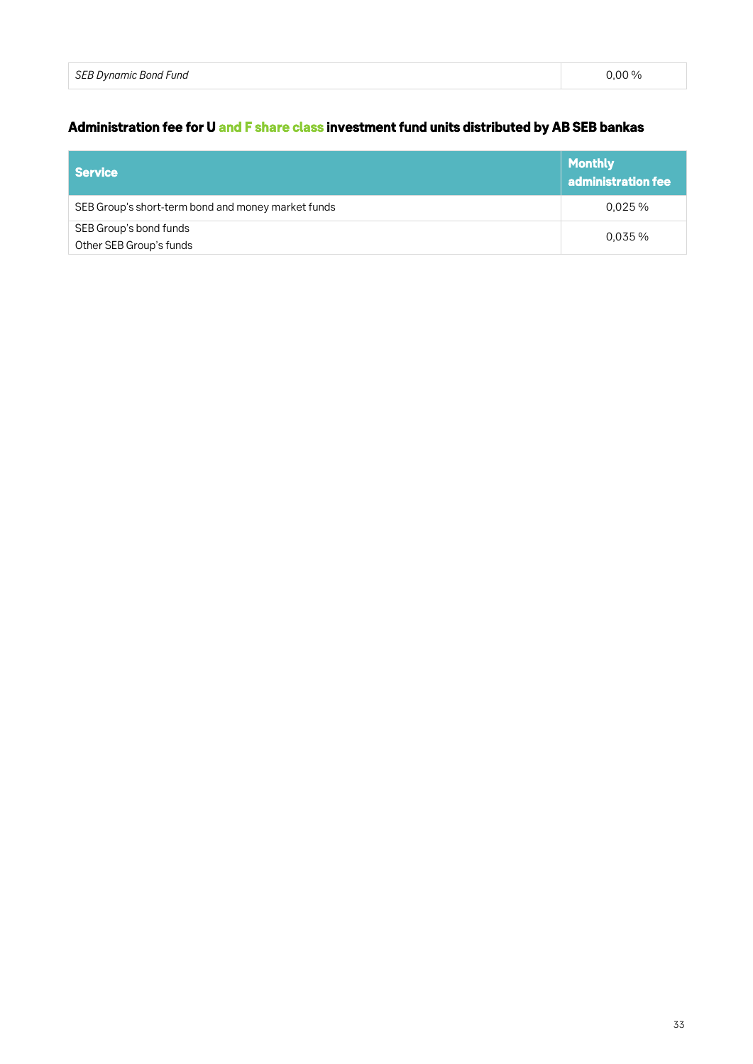| *SEB Dynamic Bond Fund* | 0,00 % |
|---|---|

### Administration fee for U and F share class investment fund units distributed by AB SEB bankas

| Service | Monthly administration fee |
|---|---|
| SEB Group's short-term bond and money market funds | 0,025 % |
| SEB Group's bond funds<br>Other SEB Group's funds | 0,035 % |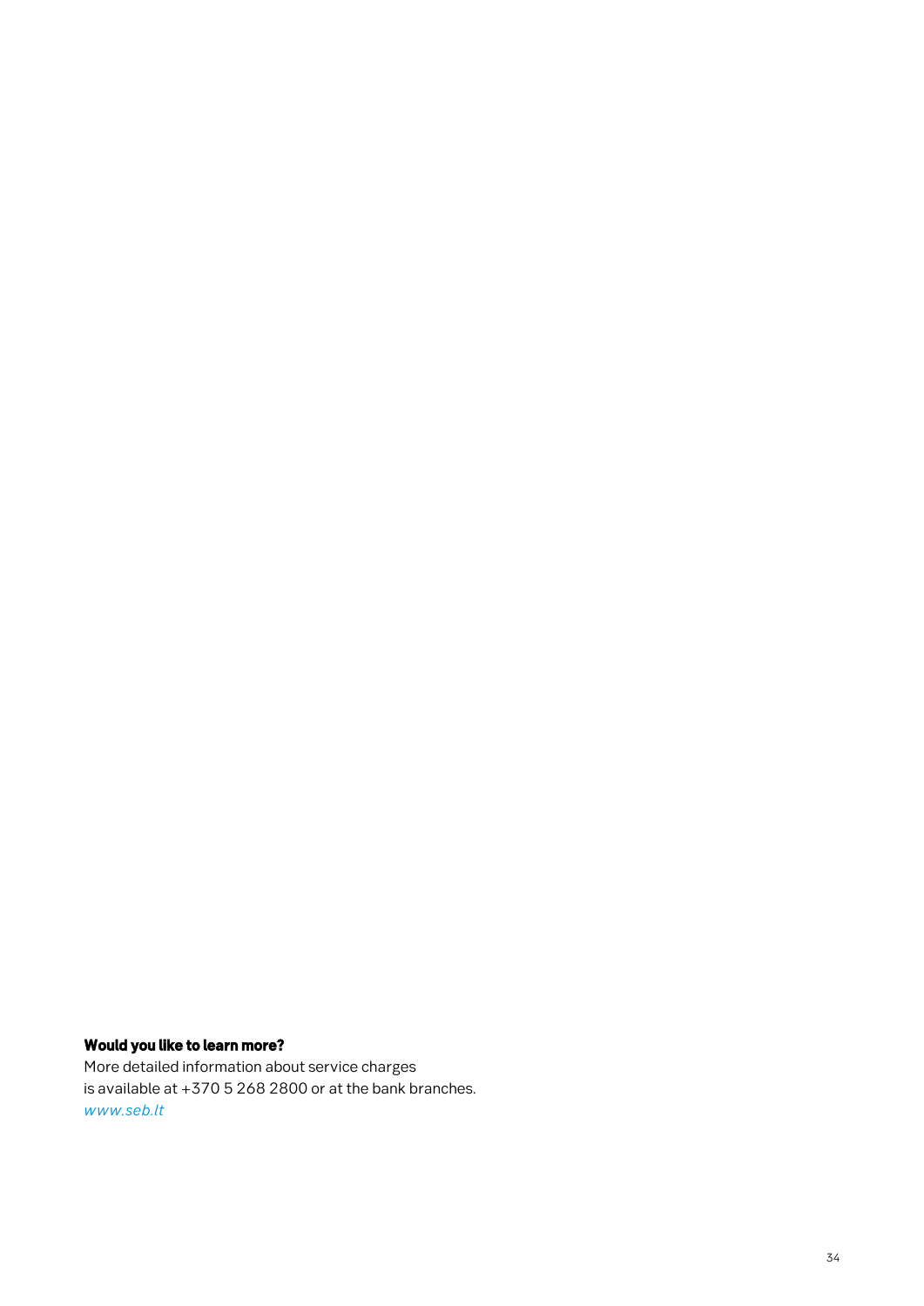**Would you like to learn more?**

More detailed information about service charges
is available at +370 5 268 2800 or at the bank branches.
*www.seb.lt*